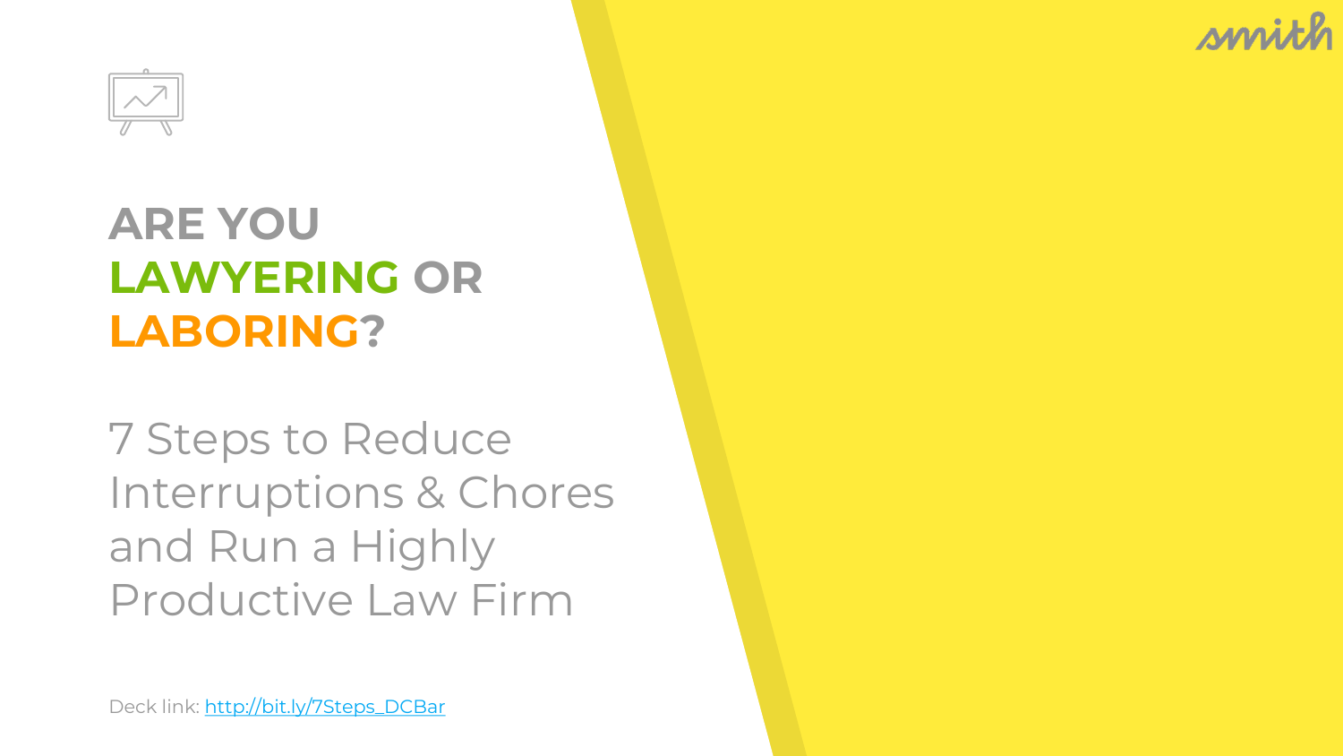# ARE YOU LAWYERING OR LABORING?

## 7 Steps to Reduce Interruptions & Chores and Run a Highly Productive Law Firm

Deck link: [http://bit.ly/7Steps_DCBar](http://bit.ly/7Steps_DCBar)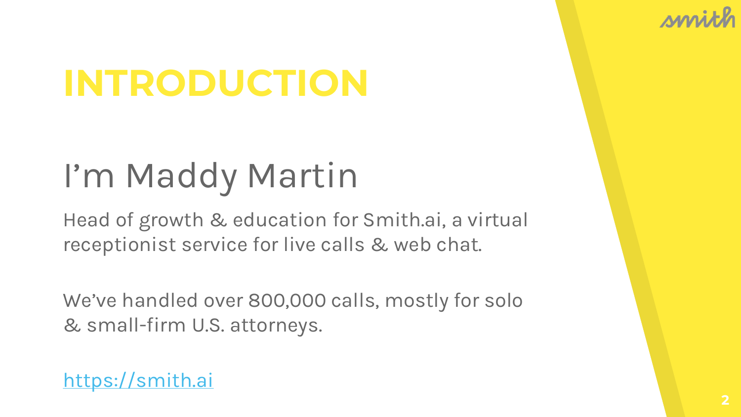# INTRODUCTION

## I'm Maddy Martin

Head of growth & education for Smith.ai, a virtual receptionist service for live calls & web chat.

We've handled over 800,000 calls, mostly for solo & small-firm U.S. attorneys.

https://smith.ai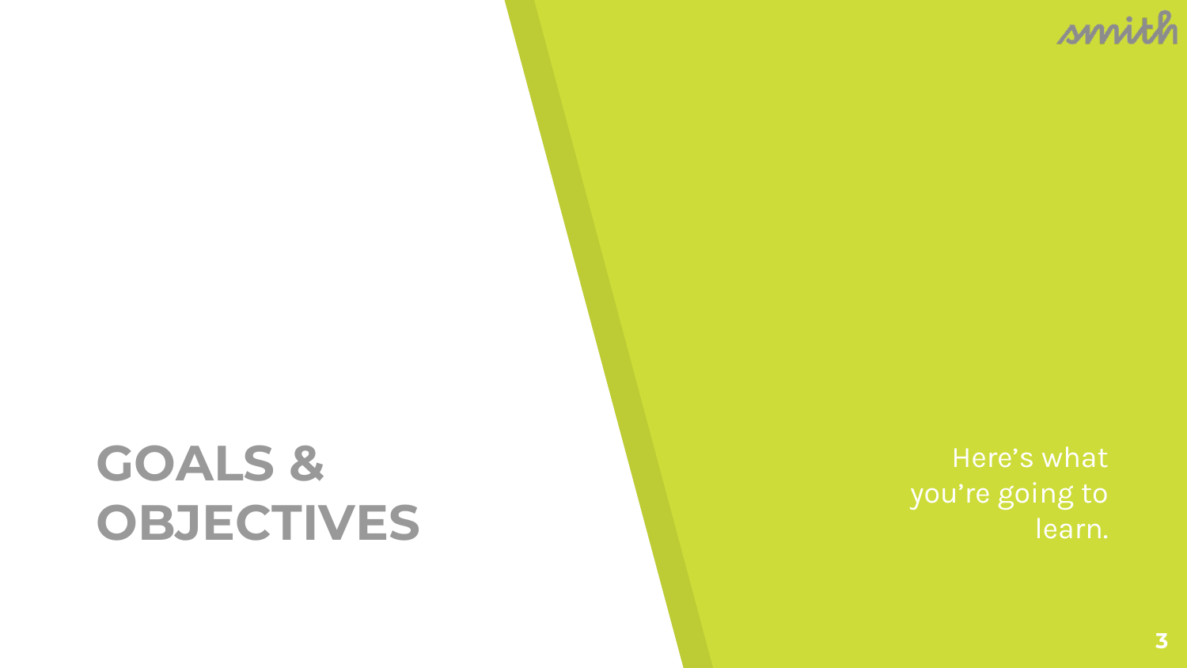# GOALS & OBJECTIVES

Here's what you're going to learn.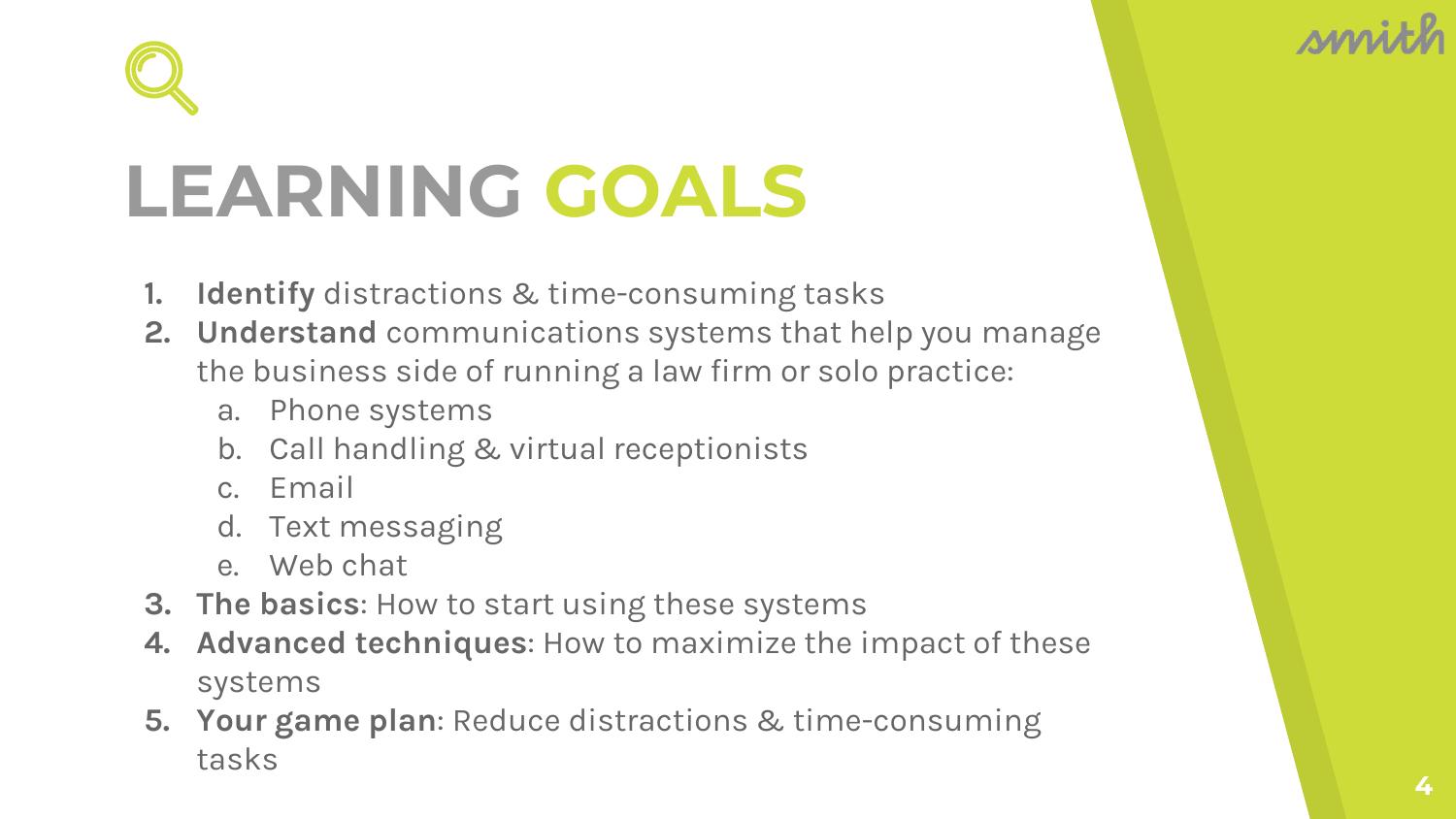# LEARNING GOALS

1. **Identify** distractions & time-consuming tasks
2. **Understand** communications systems that help you manage the business side of running a law firm or solo practice:
   a. Phone systems
   b. Call handling & virtual receptionists
   c. Email
   d. Text messaging
   e. Web chat
3. **The basics**: How to start using these systems
4. **Advanced techniques**: How to maximize the impact of these systems
5. **Your game plan**: Reduce distractions & time-consuming tasks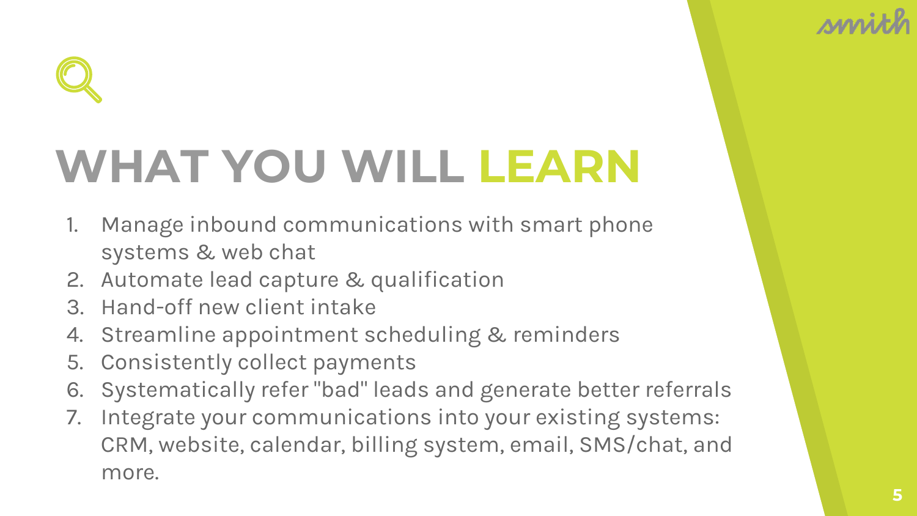# WHAT YOU WILL LEARN

1. Manage inbound communications with smart phone systems & web chat
2. Automate lead capture & qualification
3. Hand-off new client intake
4. Streamline appointment scheduling & reminders
5. Consistently collect payments
6. Systematically refer "bad" leads and generate better referrals
7. Integrate your communications into your existing systems: CRM, website, calendar, billing system, email, SMS/chat, and more.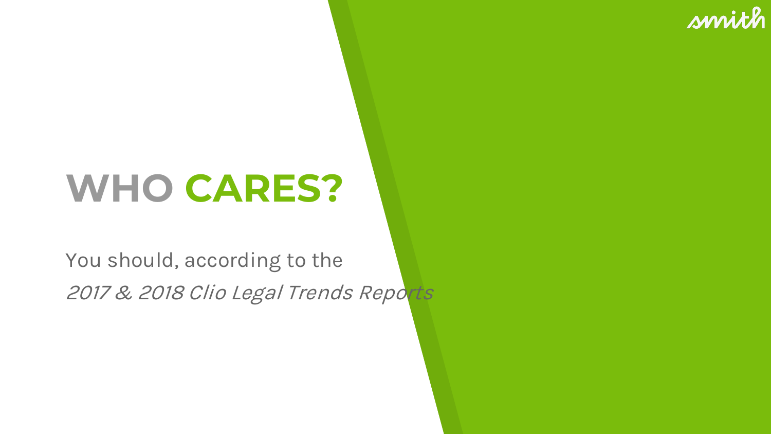# WHO **CARES?**

You should, according to the
*2017 & 2018 Clio Legal Trends Reports*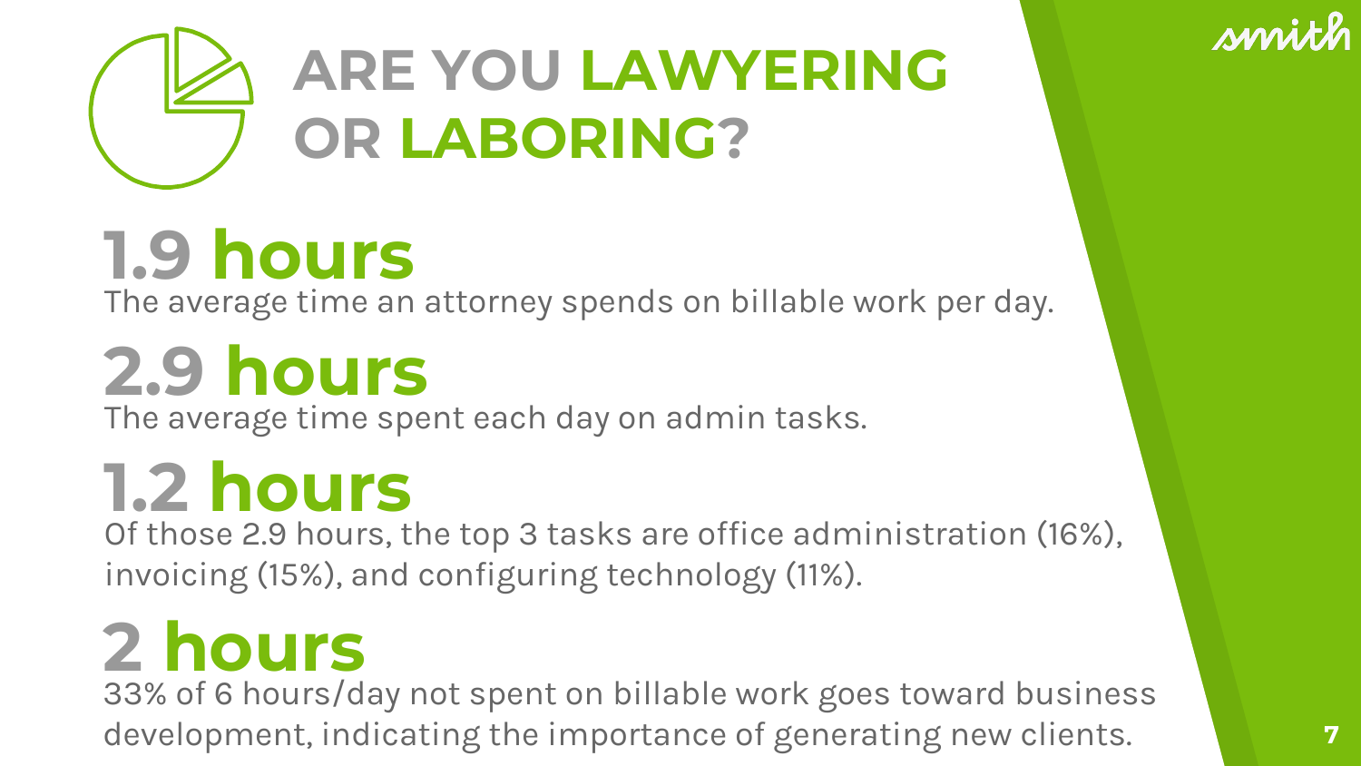# ARE YOU LAWYERING OR LABORING?

## 1.9 hours

The average time an attorney spends on billable work per day.

## 2.9 hours

The average time spent each day on admin tasks.

## 1.2 hours

Of those 2.9 hours, the top 3 tasks are office administration (16%), invoicing (15%), and configuring technology (11%).

## 2 hours

33% of 6 hours/day not spent on billable work goes toward business development, indicating the importance of generating new clients.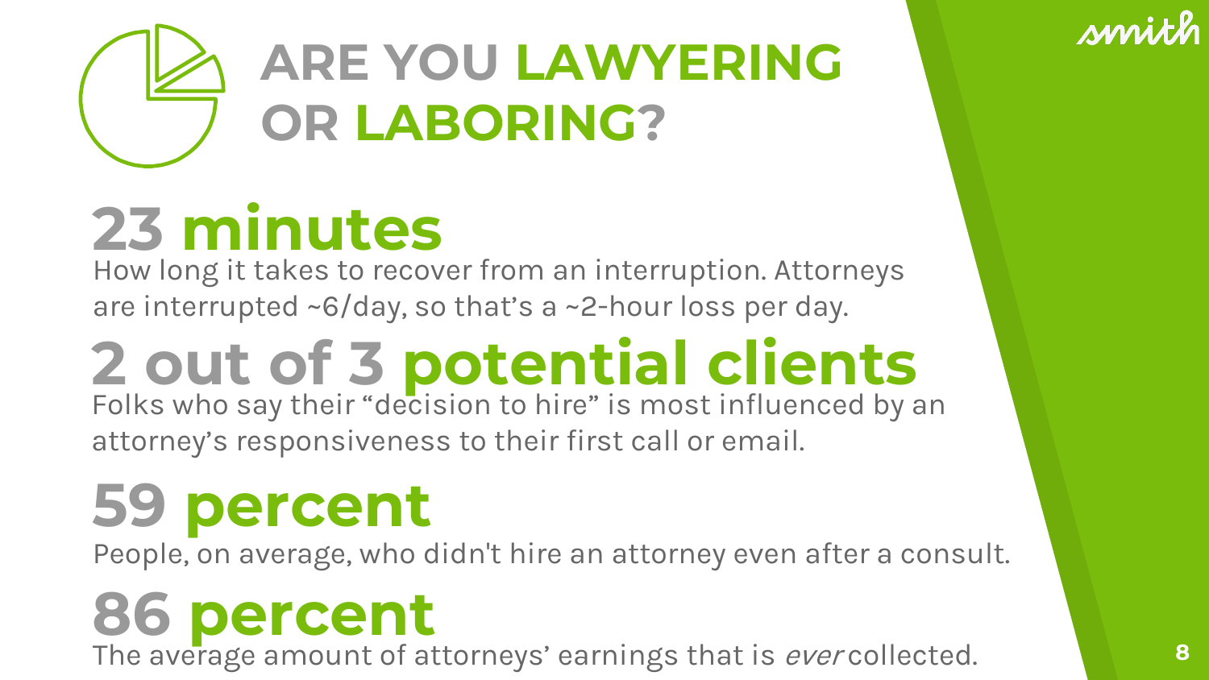# ARE YOU LAWYERING OR LABORING?

## 23 minutes

How long it takes to recover from an interruption. Attorneys are interrupted ~6/day, so that's a ~2-hour loss per day.

## 2 out of 3 potential clients

Folks who say their "decision to hire" is most influenced by an attorney's responsiveness to their first call or email.

## 59 percent

People, on average, who didn't hire an attorney even after a consult.

## 86 percent

The average amount of attorneys' earnings that is *ever* collected.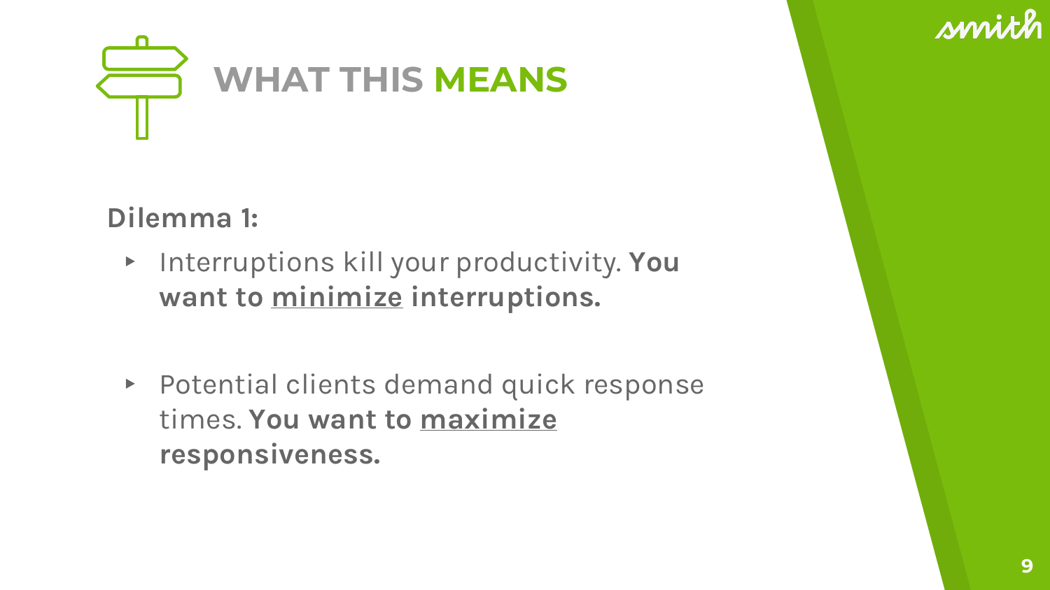# WHAT THIS MEANS

**Dilemma 1:**

- Interruptions kill your productivity. **You want to <u>minimize</u> interruptions.**

- Potential clients demand quick response times. **You want to <u>maximize</u> responsiveness.**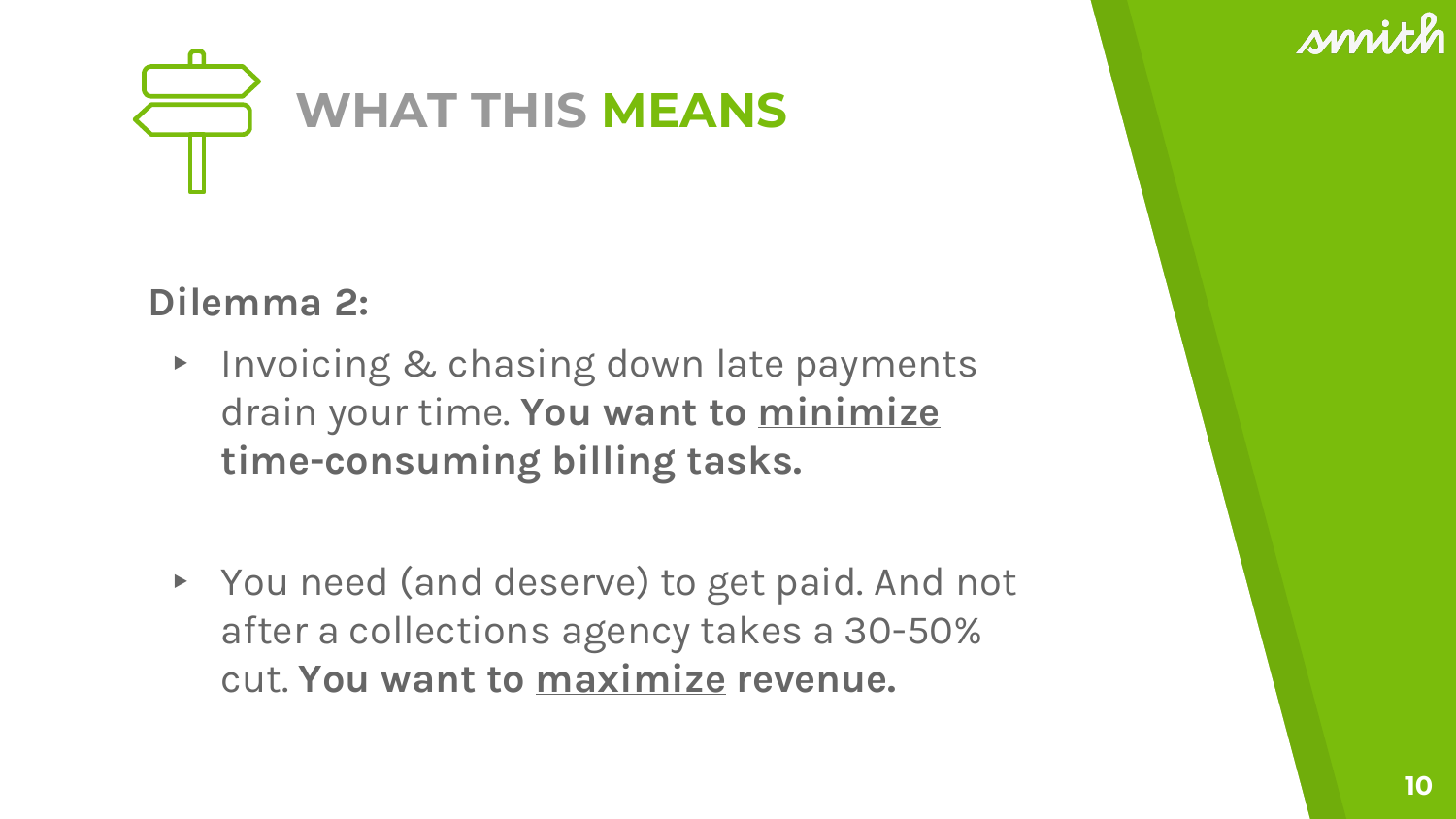# WHAT THIS MEANS

**Dilemma 2:**

- Invoicing & chasing down late payments drain your time. **You want to <u>minimize</u> time-consuming billing tasks.**

- You need (and deserve) to get paid. And not after a collections agency takes a 30-50% cut. **You want to <u>maximize</u> revenue.**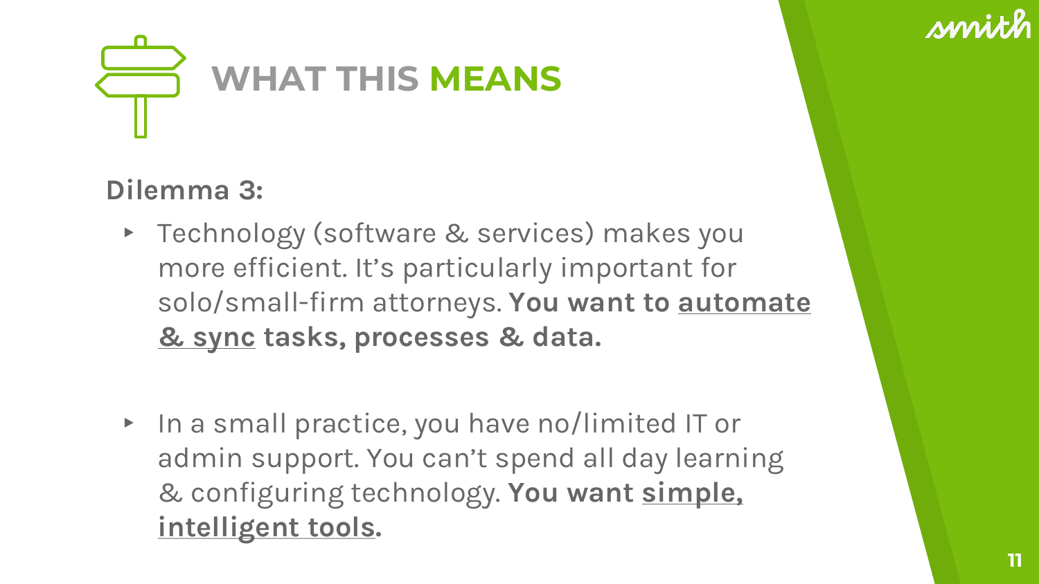# WHAT THIS MEANS

**Dilemma 3:**

- Technology (software & services) makes you more efficient. It's particularly important for solo/small-firm attorneys. **You want to <u>automate & sync</u> tasks, processes & data.**

- In a small practice, you have no/limited IT or admin support. You can't spend all day learning & configuring technology. **You want <u>simple, intelligent tools</u>.**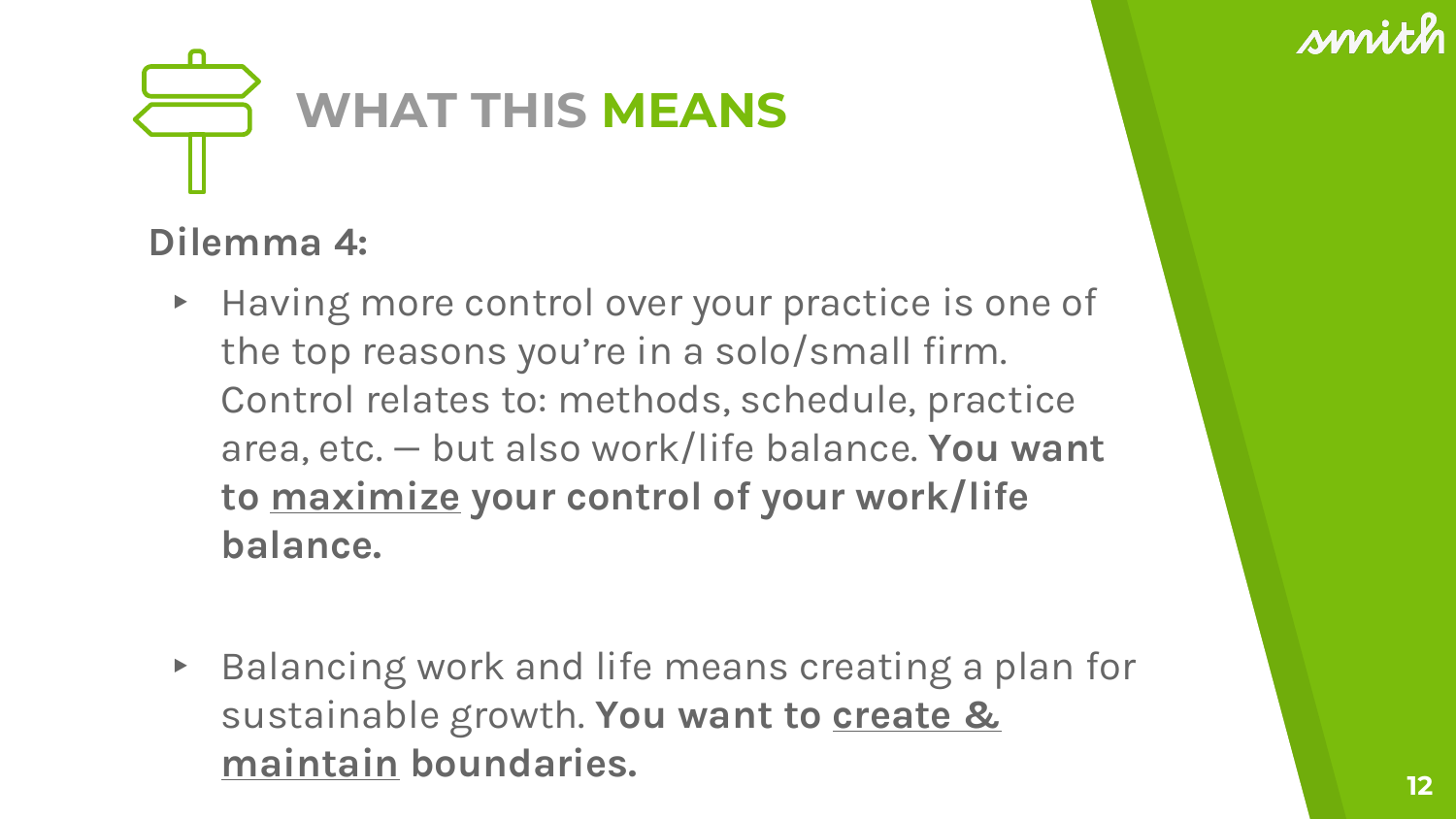# WHAT THIS MEANS

**Dilemma 4:**

- Having more control over your practice is one of the top reasons you're in a solo/small firm. Control relates to: methods, schedule, practice area, etc. — but also work/life balance. **You want to <u>maximize</u> your control of your work/life balance.**

- Balancing work and life means creating a plan for sustainable growth. **You want to <u>create & maintain</u> boundaries.**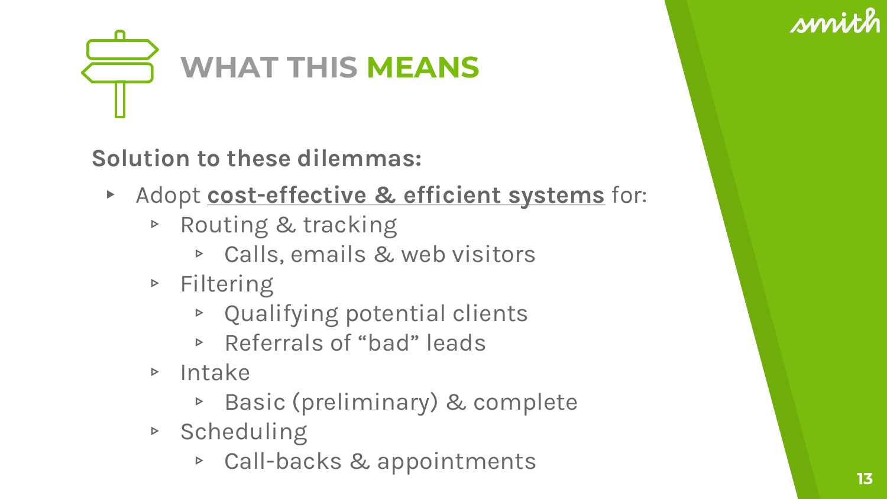# WHAT THIS MEANS

**Solution to these dilemmas:**

- Adopt **cost-effective & efficient systems** for:
  - Routing & tracking
    - Calls, emails & web visitors
  - Filtering
    - Qualifying potential clients
    - Referrals of "bad" leads
  - Intake
    - Basic (preliminary) & complete
  - Scheduling
    - Call-backs & appointments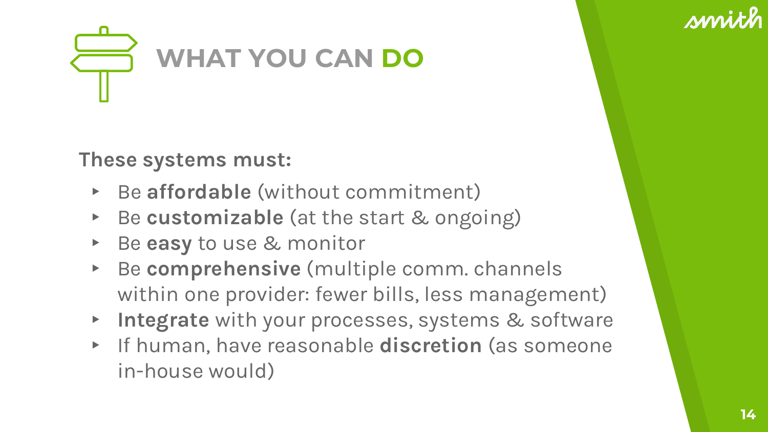# WHAT YOU CAN DO

**These systems must:**

- Be **affordable** (without commitment)
- Be **customizable** (at the start & ongoing)
- Be **easy** to use & monitor
- Be **comprehensive** (multiple comm. channels within one provider: fewer bills, less management)
- **Integrate** with your processes, systems & software
- If human, have reasonable **discretion** (as someone in-house would)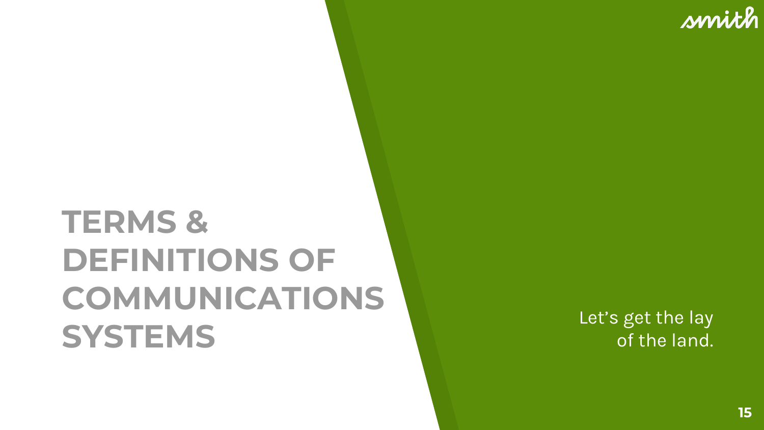# TERMS & DEFINITIONS OF COMMUNICATIONS SYSTEMS

Let's get the lay of the land.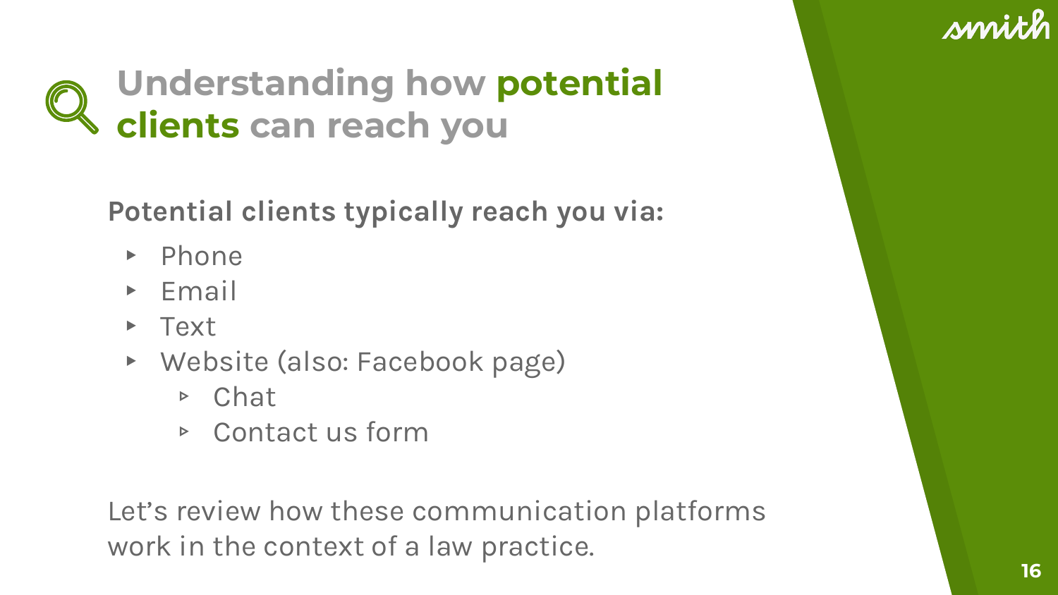# Understanding how **potential clients** can reach you

**Potential clients typically reach you via:**

- Phone
- Email
- Text
- Website (also: Facebook page)
  - Chat
  - Contact us form

Let's review how these communication platforms work in the context of a law practice.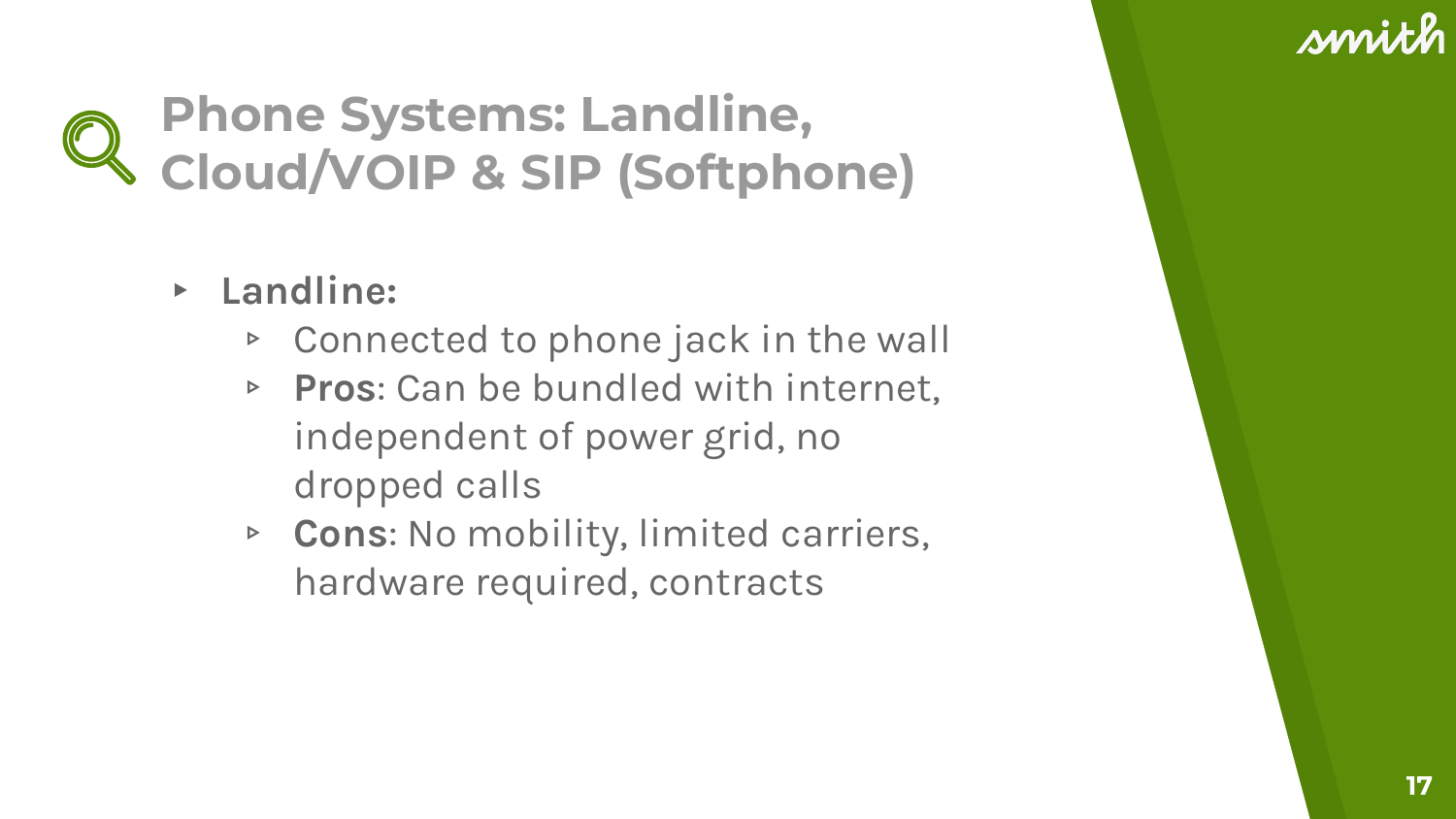# Phone Systems: Landline, Cloud/VOIP & SIP (Softphone)

- **Landline:**
  - Connected to phone jack in the wall
  - **Pros**: Can be bundled with internet, independent of power grid, no dropped calls
  - **Cons**: No mobility, limited carriers, hardware required, contracts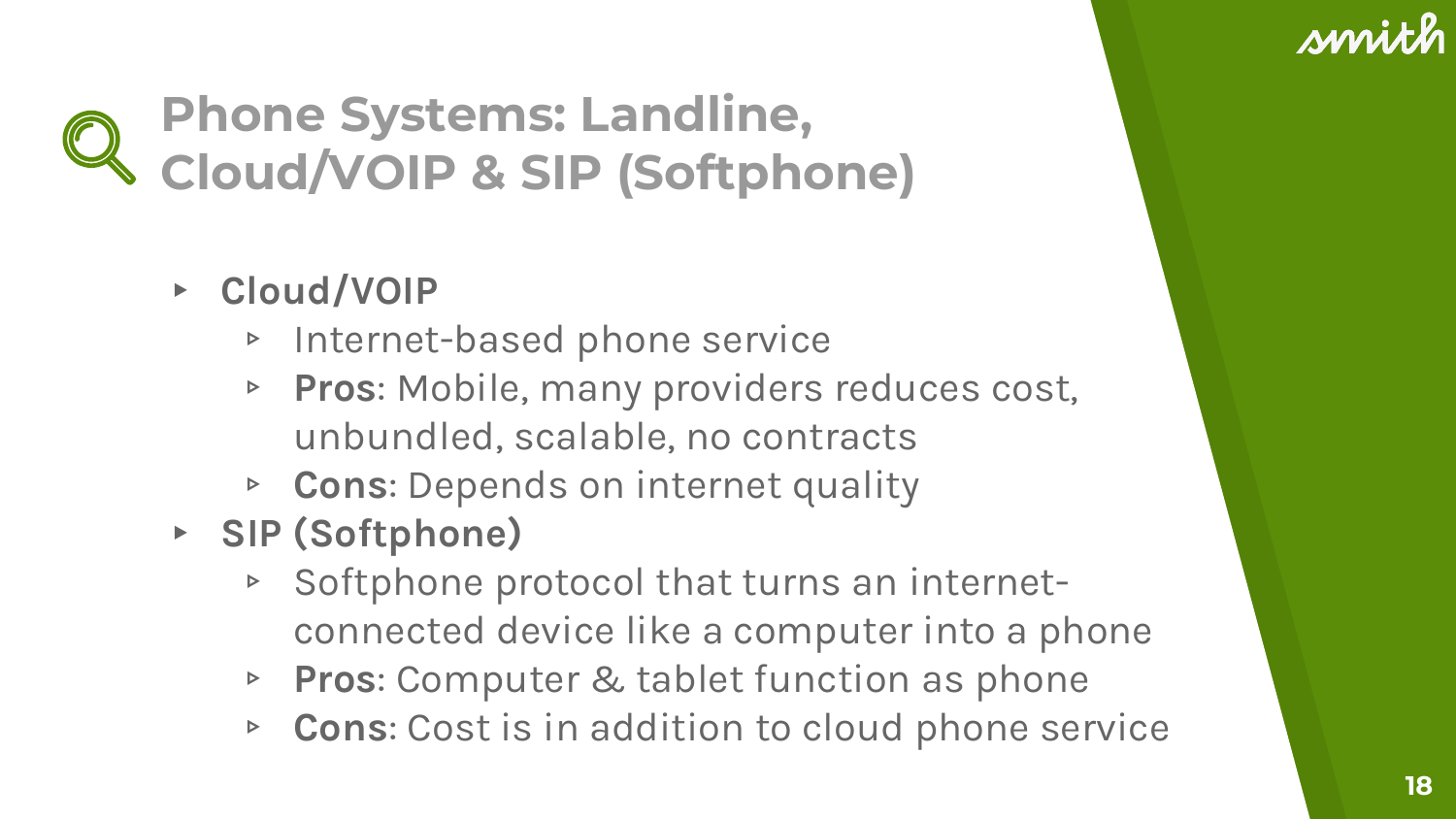# Phone Systems: Landline, Cloud/VOIP & SIP (Softphone)

- **Cloud/VOIP**
  - Internet-based phone service
  - **Pros**: Mobile, many providers reduces cost, unbundled, scalable, no contracts
  - **Cons**: Depends on internet quality
- **SIP (Softphone)**
  - Softphone protocol that turns an internet-connected device like a computer into a phone
  - **Pros**: Computer & tablet function as phone
  - **Cons**: Cost is in addition to cloud phone service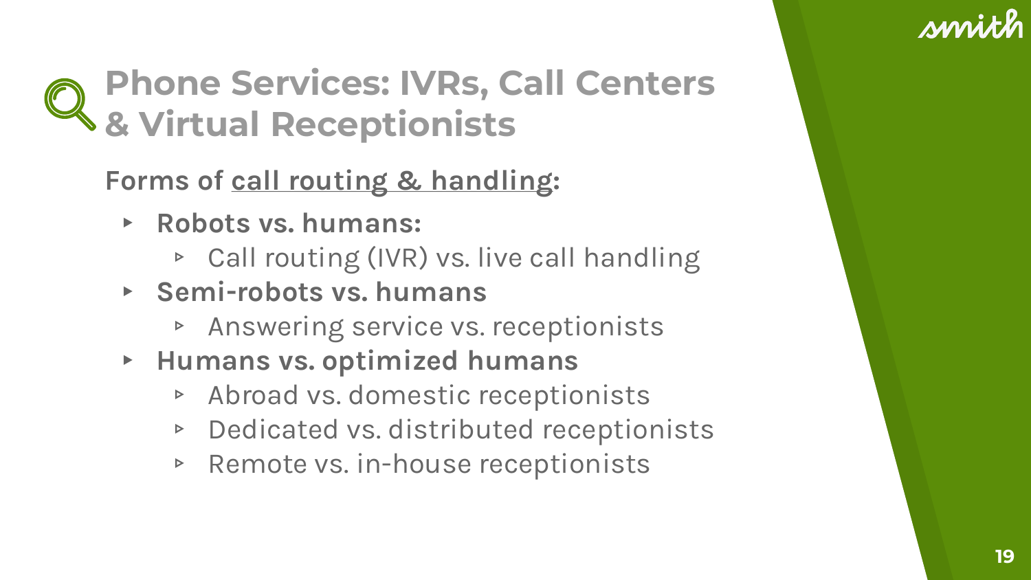# Phone Services: IVRs, Call Centers & Virtual Receptionists

**Forms of call routing & handling:**

- **Robots vs. humans:**
  - Call routing (IVR) vs. live call handling
- **Semi-robots vs. humans**
  - Answering service vs. receptionists
- **Humans vs. optimized humans**
  - Abroad vs. domestic receptionists
  - Dedicated vs. distributed receptionists
  - Remote vs. in-house receptionists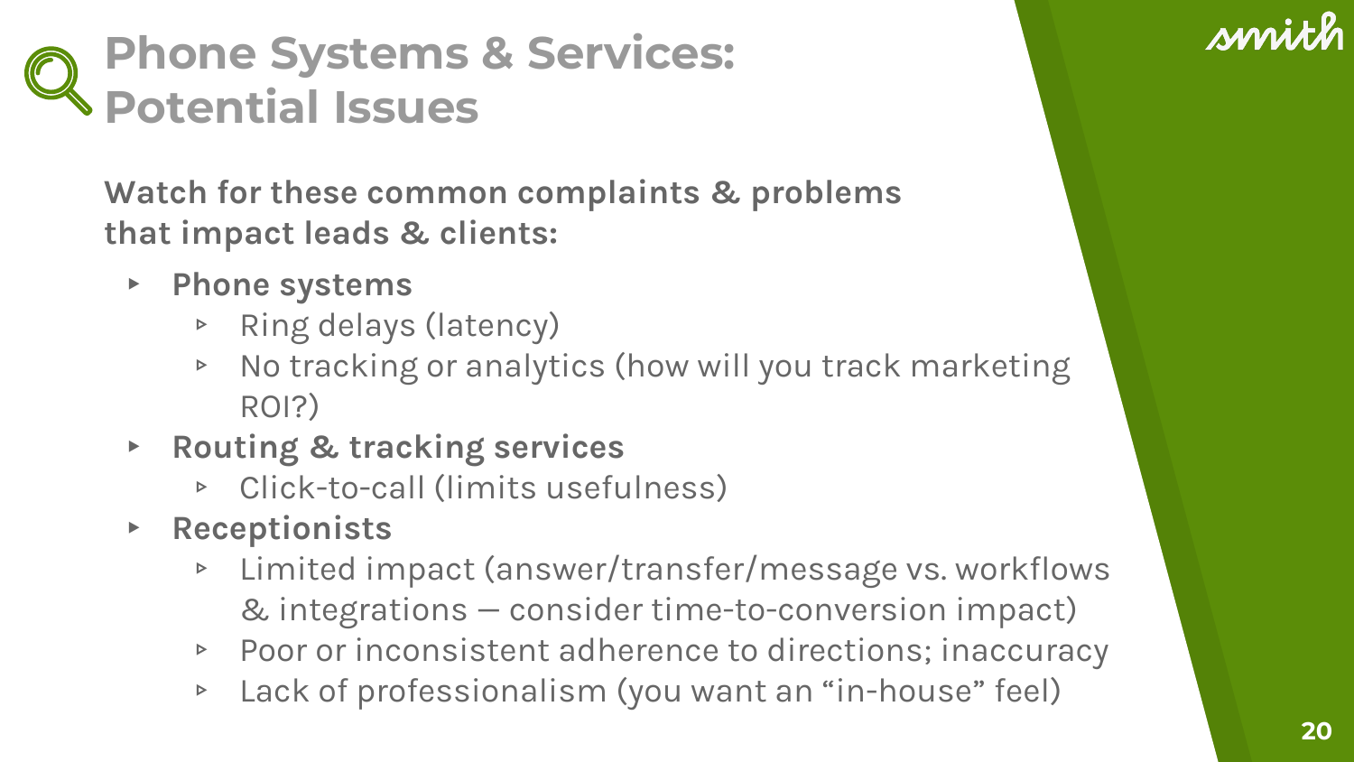# Phone Systems & Services: Potential Issues

**Watch for these common complaints & problems that impact leads & clients:**

- **Phone systems**
  - Ring delays (latency)
  - No tracking or analytics (how will you track marketing ROI?)
- **Routing & tracking services**
  - Click-to-call (limits usefulness)
- **Receptionists**
  - Limited impact (answer/transfer/message vs. workflows & integrations — consider time-to-conversion impact)
  - Poor or inconsistent adherence to directions; inaccuracy
  - Lack of professionalism (you want an “in-house” feel)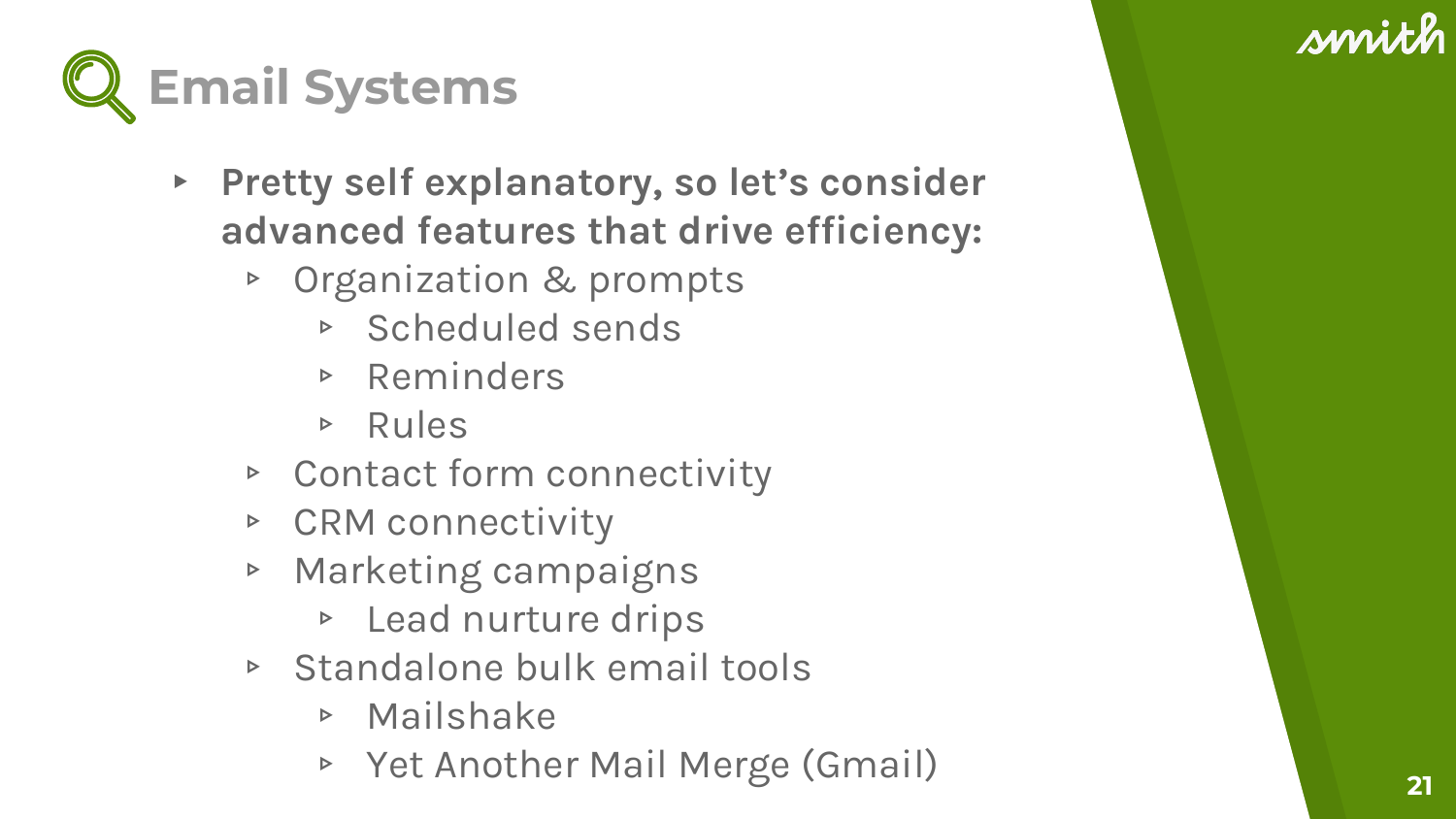# Email Systems

- **Pretty self explanatory, so let's consider advanced features that drive efficiency:**
  - Organization & prompts
    - Scheduled sends
    - Reminders
    - Rules
  - Contact form connectivity
  - CRM connectivity
  - Marketing campaigns
    - Lead nurture drips
  - Standalone bulk email tools
    - Mailshake
    - Yet Another Mail Merge (Gmail)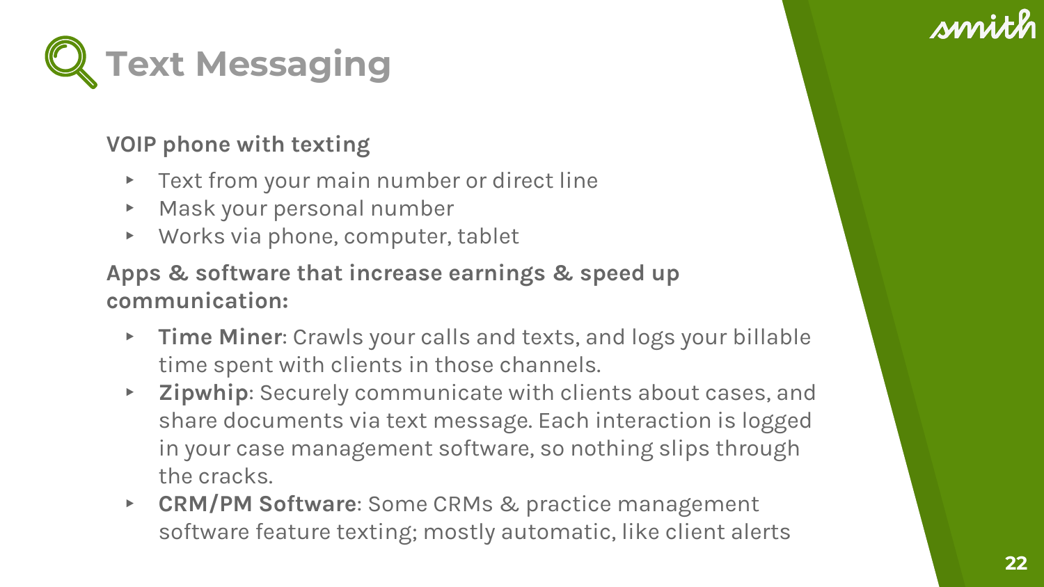# Text Messaging

**VOIP phone with texting**

- Text from your main number or direct line
- Mask your personal number
- Works via phone, computer, tablet

**Apps & software that increase earnings & speed up communication:**

- **Time Miner**: Crawls your calls and texts, and logs your billable time spent with clients in those channels.
- **Zipwhip**: Securely communicate with clients about cases, and share documents via text message. Each interaction is logged in your case management software, so nothing slips through the cracks.
- **CRM/PM Software**: Some CRMs & practice management software feature texting; mostly automatic, like client alerts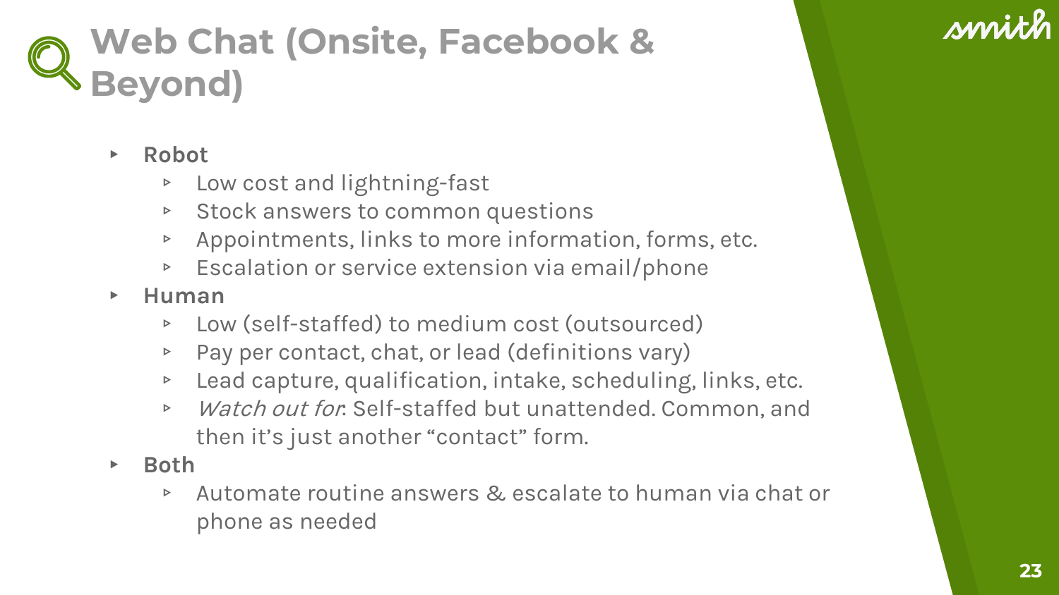# Web Chat (Onsite, Facebook & Beyond)

- **Robot**
  - Low cost and lightning-fast
  - Stock answers to common questions
  - Appointments, links to more information, forms, etc.
  - Escalation or service extension via email/phone
- **Human**
  - Low (self-staffed) to medium cost (outsourced)
  - Pay per contact, chat, or lead (definitions vary)
  - Lead capture, qualification, intake, scheduling, links, etc.
  - *Watch out for*: Self-staffed but unattended. Common, and then it's just another "contact" form.
- **Both**
  - Automate routine answers & escalate to human via chat or phone as needed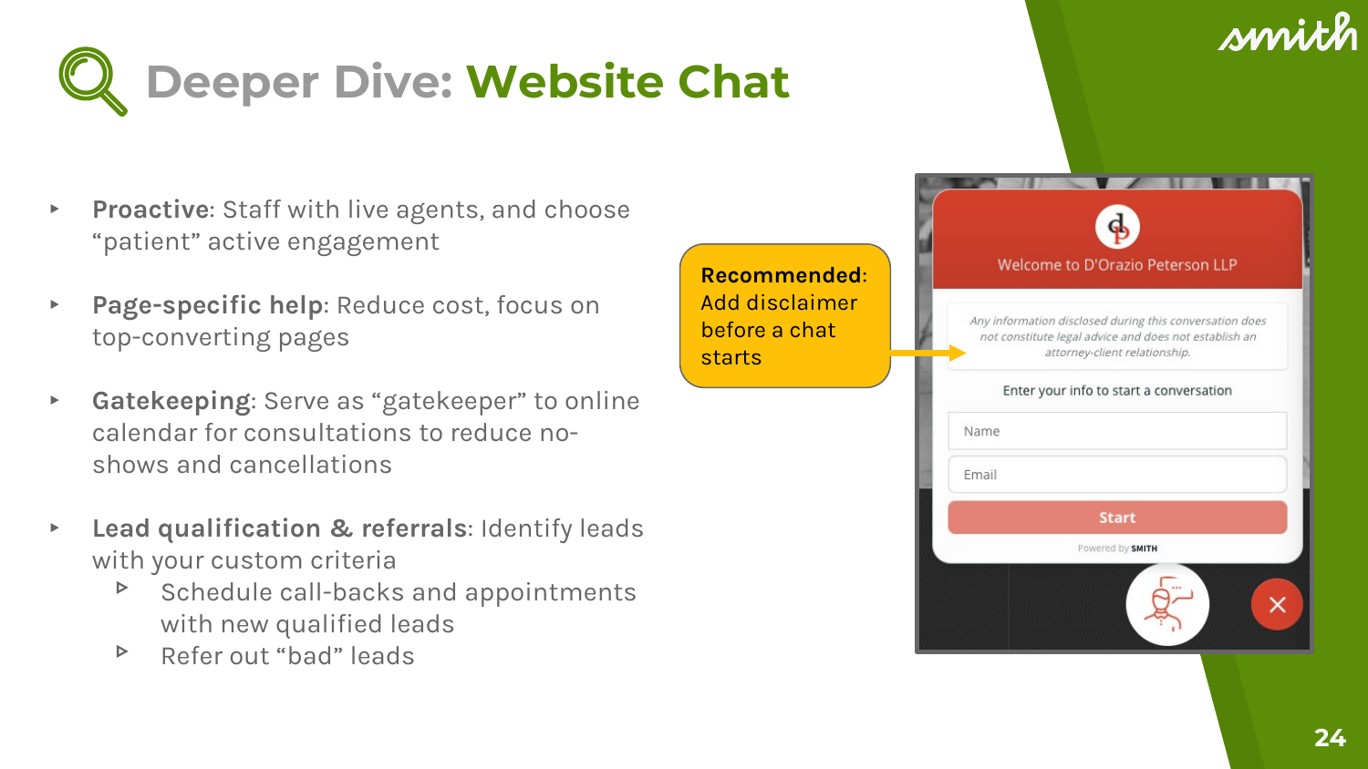# Deeper Dive: Website Chat

- **Proactive**: Staff with live agents, and choose "patient" active engagement
- **Page-specific help**: Reduce cost, focus on top-converting pages
- **Gatekeeping**: Serve as "gatekeeper" to online calendar for consultations to reduce no-shows and cancellations
- **Lead qualification & referrals**: Identify leads with your custom criteria
  - Schedule call-backs and appointments with new qualified leads
  - Refer out "bad" leads

**Recommended**: Add disclaimer before a chat starts

Welcome to D'Orazio Peterson LLP

*Any information disclosed during this conversation does not constitute legal advice and does not establish an attorney-client relationship.*

Enter your info to start a conversation

Name

Email

Start

Powered by SMITH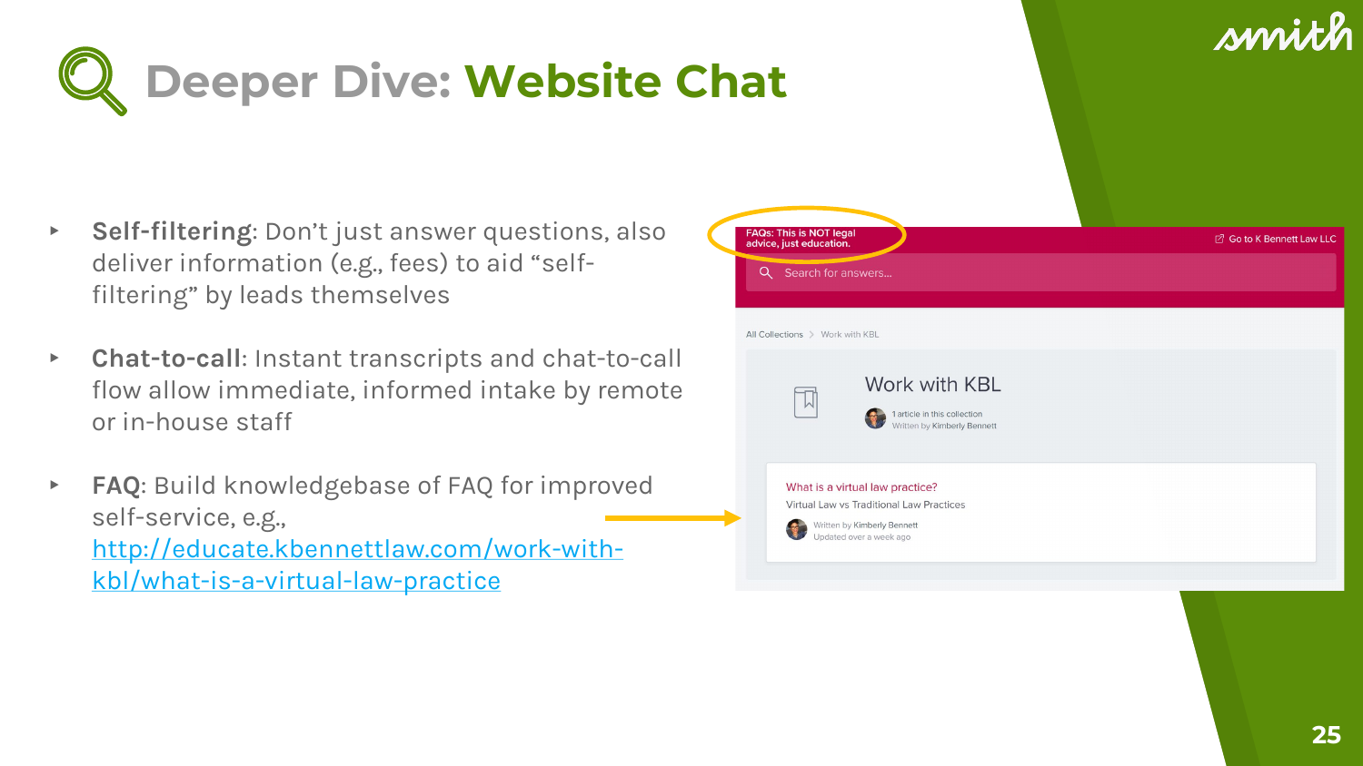# Deeper Dive: Website Chat

- **Self-filtering**: Don't just answer questions, also deliver information (e.g., fees) to aid "self-filtering" by leads themselves
- **Chat-to-call**: Instant transcripts and chat-to-call flow allow immediate, informed intake by remote or in-house staff
- **FAQ**: Build knowledgebase of FAQ for improved self-service, e.g., [http://educate.kbennettlaw.com/work-with-kbl/what-is-a-virtual-law-practice](http://educate.kbennettlaw.com/work-with-kbl/what-is-a-virtual-law-practice)

FAQs: This is NOT legal advice, just education.

Go to K Bennett Law LLC

Search for answers...

All Collections > Work with KBL

Work with KBL

1 article in this collection
Written by Kimberly Bennett

What is a virtual law practice?

Virtual Law vs Traditional Law Practices

Written by Kimberly Bennett
Updated over a week ago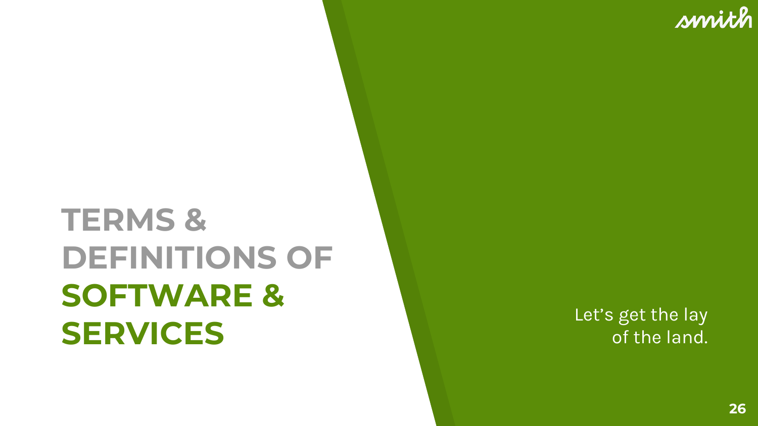# TERMS & DEFINITIONS OF SOFTWARE & SERVICES

Let's get the lay of the land.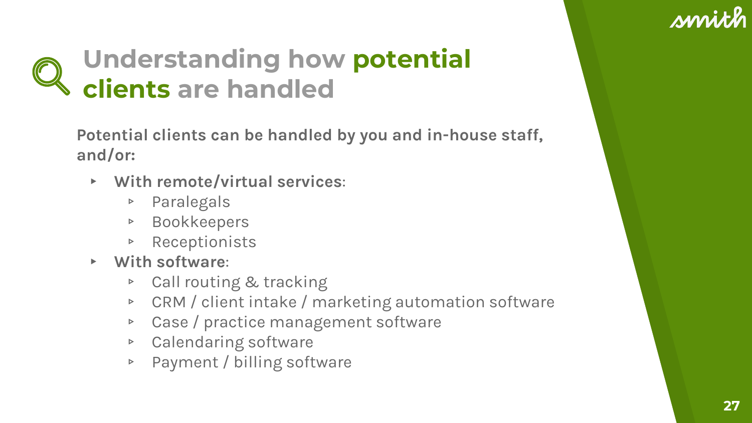# Understanding how **potential clients** are handled

**Potential clients can be handled by you and in-house staff, and/or:**

- **With remote/virtual services**:
  - Paralegals
  - Bookkeepers
  - Receptionists
- **With software**:
  - Call routing & tracking
  - CRM / client intake / marketing automation software
  - Case / practice management software
  - Calendaring software
  - Payment / billing software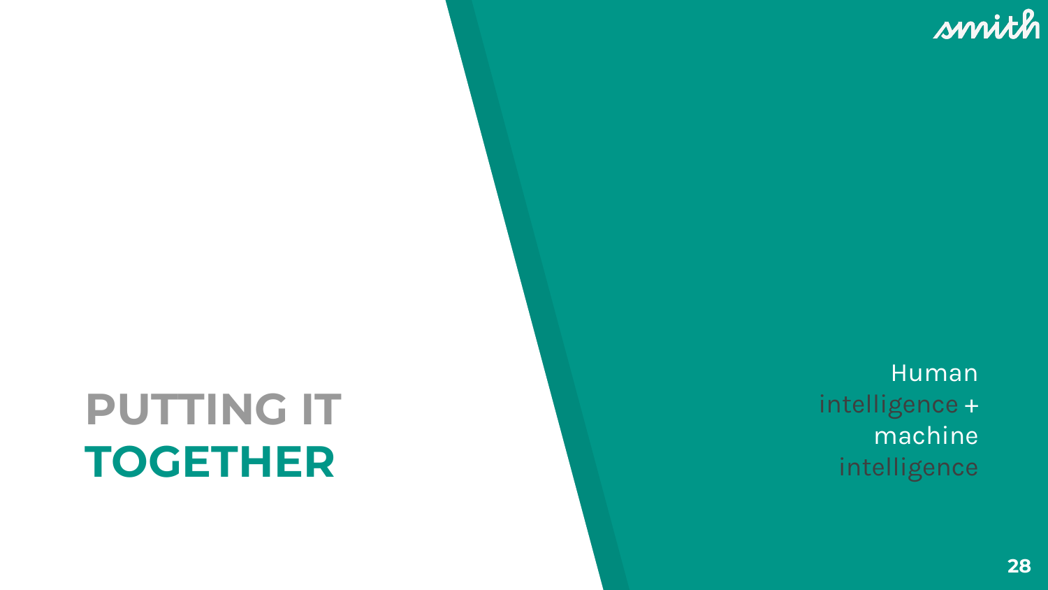# PUTTING IT TOGETHER

Human intelligence + machine intelligence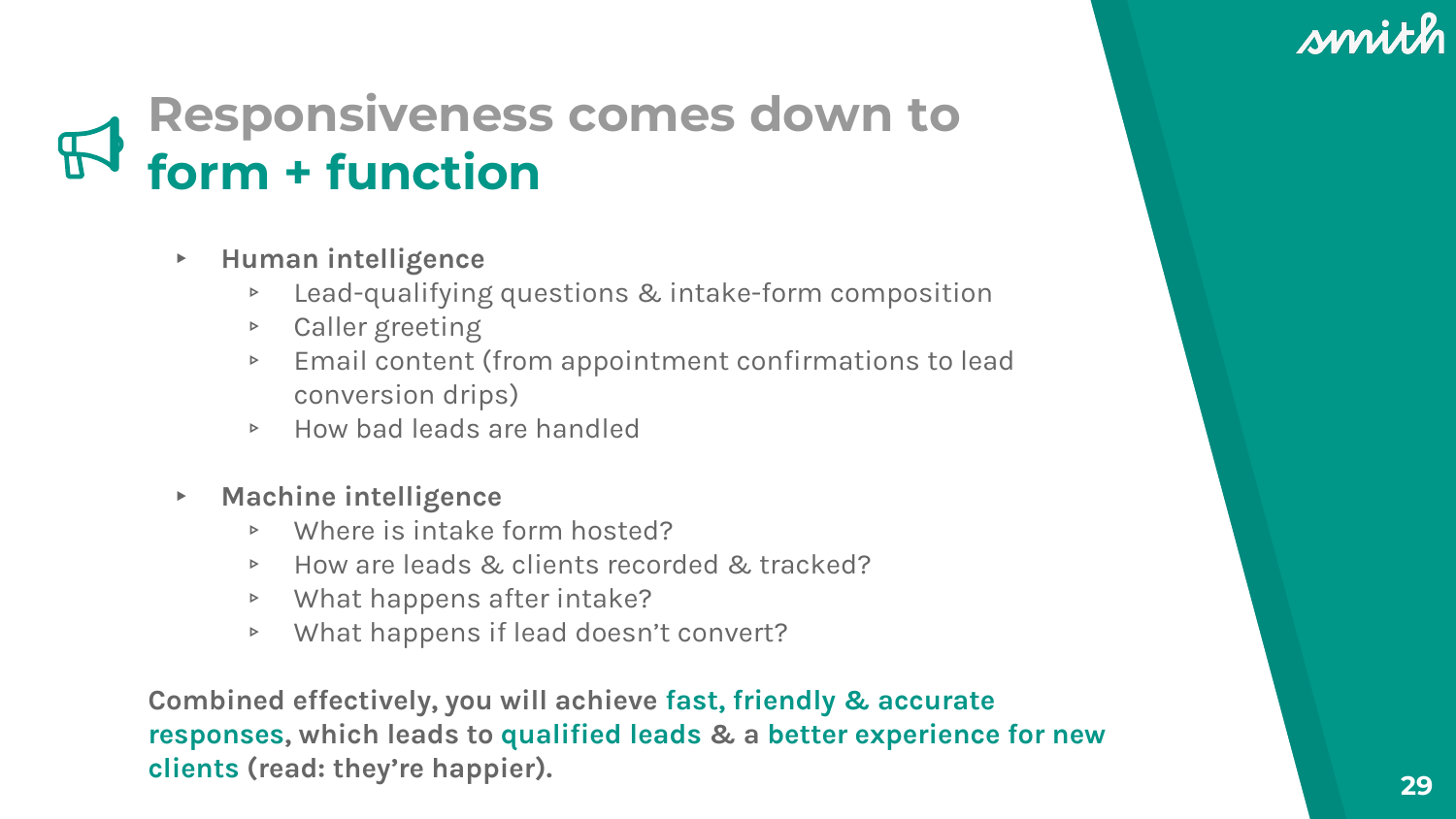# Responsiveness comes down to **form + function**

- **Human intelligence**
  - Lead-qualifying questions & intake-form composition
  - Caller greeting
  - Email content (from appointment confirmations to lead conversion drips)
  - How bad leads are handled

- **Machine intelligence**
  - Where is intake form hosted?
  - How are leads & clients recorded & tracked?
  - What happens after intake?
  - What happens if lead doesn't convert?

**Combined effectively, you will achieve fast, friendly & accurate responses, which leads to qualified leads & a better experience for new clients (read: they're happier).**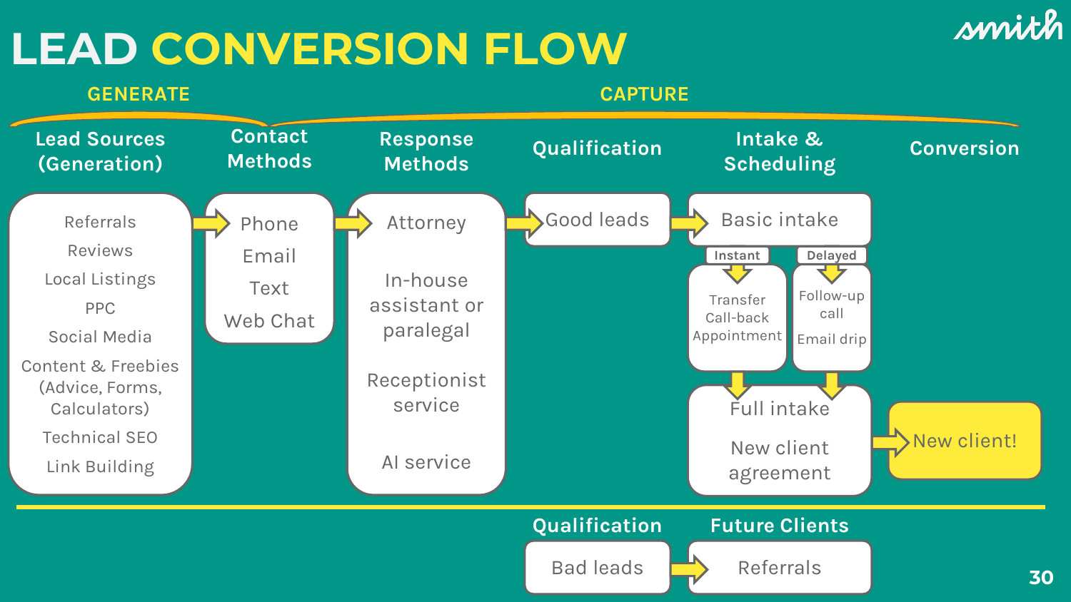# LEAD CONVERSION FLOW

**GENERATE** | **CAPTURE**

## Lead Sources (Generation)

- Referrals
- Reviews
- Local Listings
- PPC
- Social Media
- Content & Freebies (Advice, Forms, Calculators)
- Technical SEO
- Link Building

## Contact Methods

- Phone
- Email
- Text
- Web Chat

## Response Methods

- Attorney
- In-house assistant or paralegal
- Receptionist service
- AI service

## Qualification

- Good leads

## Intake & Scheduling

- Basic intake
  - **Instant**: Transfer, Call-back, Appointment
  - **Delayed**: Follow-up call, Email drip
- Full intake
- New client agreement

## Conversion

- New client!

---

## Qualification

- Bad leads

## Future Clients

- Referrals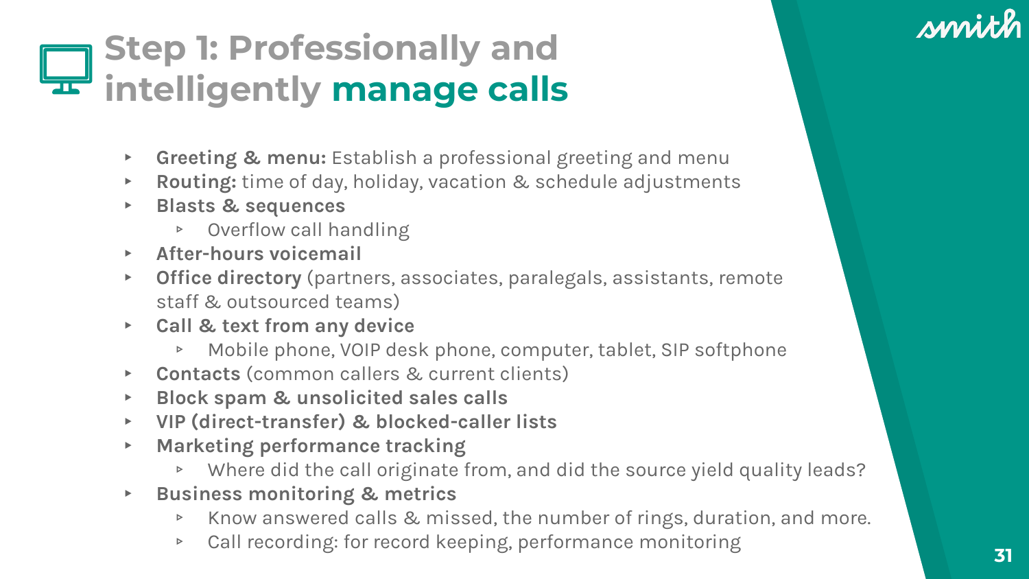# Step 1: Professionally and intelligently manage calls

- **Greeting & menu:** Establish a professional greeting and menu
- **Routing:** time of day, holiday, vacation & schedule adjustments
- **Blasts & sequences**
  - Overflow call handling
- **After-hours voicemail**
- **Office directory** (partners, associates, paralegals, assistants, remote staff & outsourced teams)
- **Call & text from any device**
  - Mobile phone, VOIP desk phone, computer, tablet, SIP softphone
- **Contacts** (common callers & current clients)
- **Block spam & unsolicited sales calls**
- **VIP (direct-transfer) & blocked-caller lists**
- **Marketing performance tracking**
  - Where did the call originate from, and did the source yield quality leads?
- **Business monitoring & metrics**
  - Know answered calls & missed, the number of rings, duration, and more.
  - Call recording: for record keeping, performance monitoring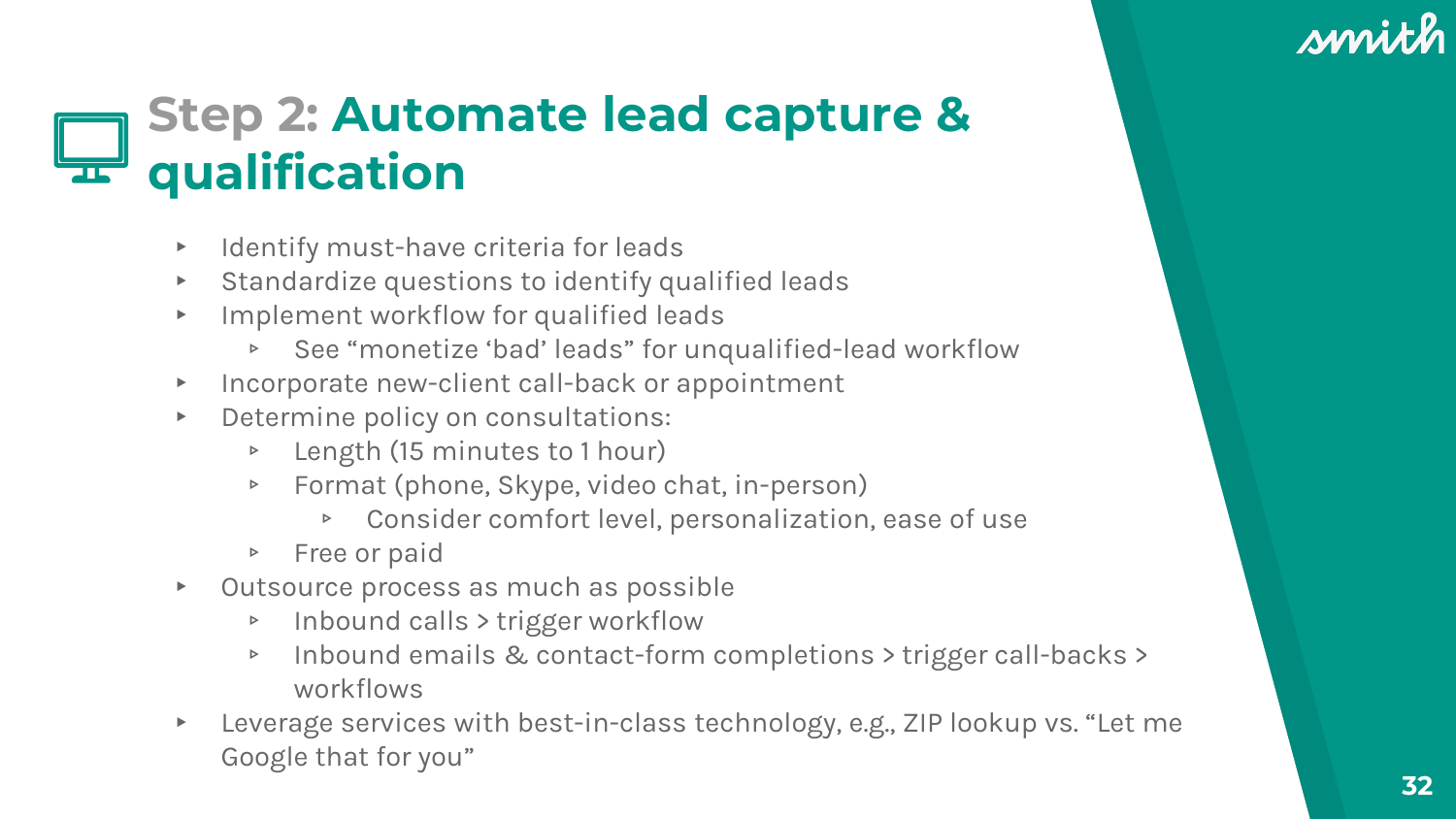# Step 2: Automate lead capture & qualification

- Identify must-have criteria for leads
- Standardize questions to identify qualified leads
- Implement workflow for qualified leads
  - See “monetize ‘bad’ leads” for unqualified-lead workflow
- Incorporate new-client call-back or appointment
- Determine policy on consultations:
  - Length (15 minutes to 1 hour)
  - Format (phone, Skype, video chat, in-person)
    - Consider comfort level, personalization, ease of use
  - Free or paid
- Outsource process as much as possible
  - Inbound calls > trigger workflow
  - Inbound emails & contact-form completions > trigger call-backs > workflows
- Leverage services with best-in-class technology, e.g., ZIP lookup vs. “Let me Google that for you”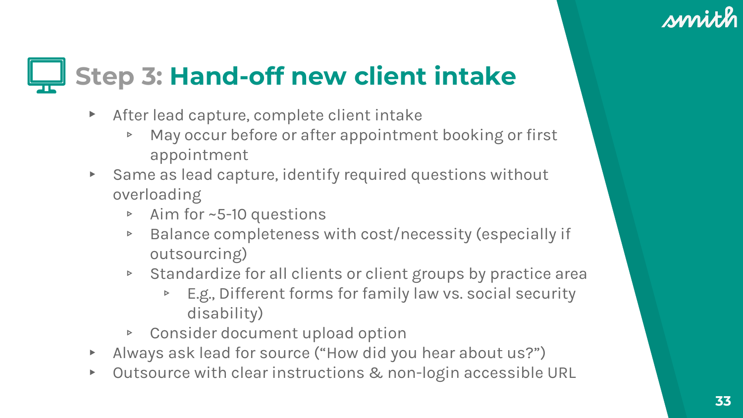# Step 3: Hand-off new client intake

- After lead capture, complete client intake
  - May occur before or after appointment booking or first appointment
- Same as lead capture, identify required questions without overloading
  - Aim for ~5-10 questions
  - Balance completeness with cost/necessity (especially if outsourcing)
  - Standardize for all clients or client groups by practice area
    - E.g., Different forms for family law vs. social security disability)
  - Consider document upload option
- Always ask lead for source (“How did you hear about us?”)
- Outsource with clear instructions & non-login accessible URL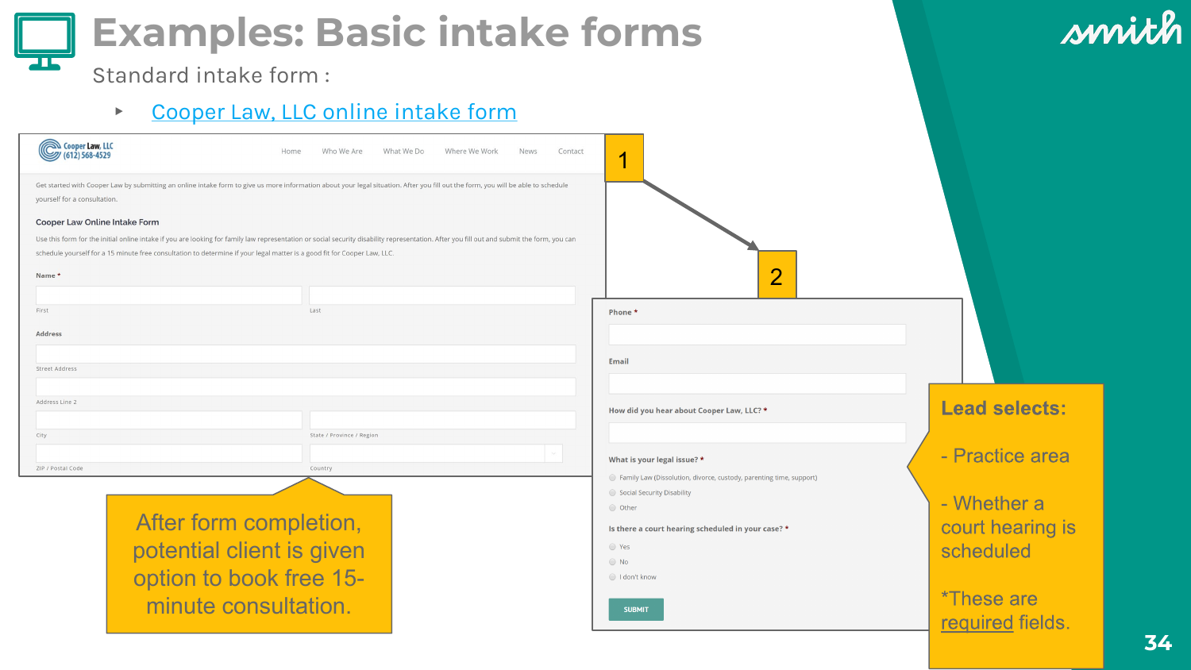# Examples: Basic intake forms

Standard intake form :

- Cooper Law, LLC online intake form

1

Cooper Law, LLC
(612) 568-4529

Home | Who We Are | What We Do | Where We Work | News | Contact

Get started with Cooper Law by submitting an online intake form to give us more information about your legal situation. After you fill out the form, you will be able to schedule yourself for a consultation.

**Cooper Law Online Intake Form**

Use this form for the initial online intake if you are looking for family law representation or social security disability representation. After you fill out and submit the form, you can schedule yourself for a 15 minute free consultation to determine if your legal matter is a good fit for Cooper Law, LLC.

**Name** *

First | Last

**Address**

Street Address

Address Line 2

City | State / Province / Region

ZIP / Postal Code | Country

2

**Phone** *

**Email**

**How did you hear about Cooper Law, LLC?** *

**What is your legal issue?** *

- Family Law (Dissolution, divorce, custody, parenting time, support)
- Social Security Disability
- Other

**Is there a court hearing scheduled in your case?** *

- Yes
- No
- I don't know

SUBMIT

After form completion, potential client is given option to book free 15-minute consultation.

**Lead selects:**

- Practice area
- Whether a court hearing is scheduled

*These are required fields.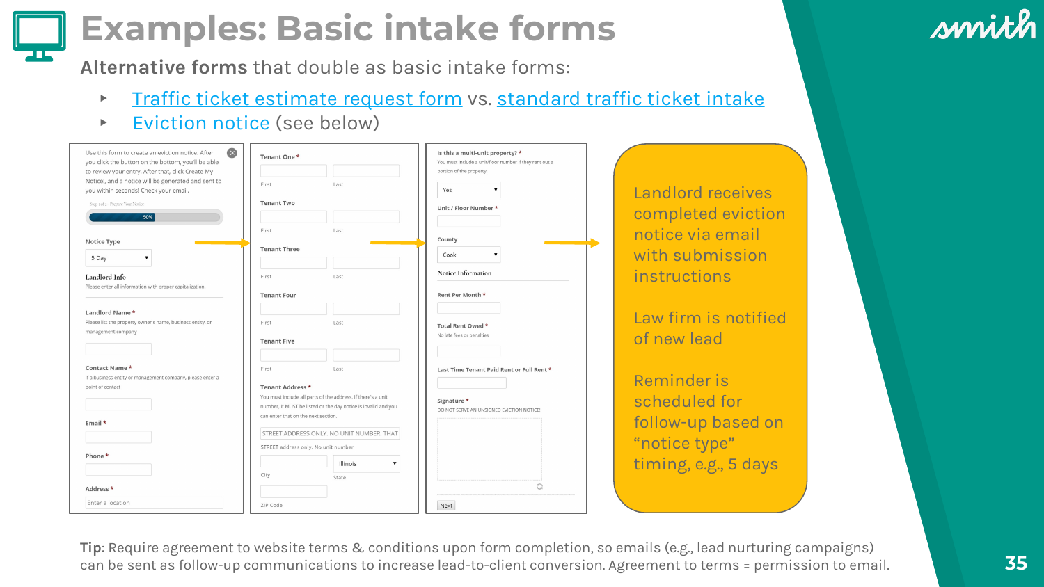# Examples: Basic intake forms

**Alternative forms** that double as basic intake forms:

- Traffic ticket estimate request form vs. standard traffic ticket intake
- Eviction notice (see below)

Use this form to create an eviction notice. After you click the button on the bottom, you'll be able to review your entry. After that, click Create My Notice!, and a notice will be generated and sent to you within seconds! Check your email.

Step 1 of 2 - Prepare Your Notice

50%

Notice Type

5 Day

Landlord Info

Please enter all information with proper capitalization.

Landlord Name *

Please list the property owner's name, business entity, or management company

Contact Name *

If a business entity or management company, please enter a point of contact

Email *

Phone *

Address *

Enter a location

Tenant One *

First | Last

Tenant Two

First | Last

Tenant Three

First | Last

Tenant Four

First | Last

Tenant Five

First | Last

Tenant Address *

You must include all parts of the address. If there's a unit number, it MUST be listed or the day notice is invalid and you can enter that on the next section.

STREET ADDRESS ONLY. NO UNIT NUMBER. THAT

STREET address only. No unit number

City | Illinois State

ZIP Code

Is this a multi-unit property? *

You must include a unit/floor number if they rent out a portion of the property.

Yes

Unit / Floor Number *

County

Cook

Notice Information

Rent Per Month *

Total Rent Owed *

No late fees or penalties

Last Time Tenant Paid Rent or Full Rent *

Signature *

DO NOT SERVE AN UNSIGNED EVICTION NOTICE!

Next

Landlord receives completed eviction notice via email with submission instructions

Law firm is notified of new lead

Reminder is scheduled for follow-up based on "notice type" timing, e.g., 5 days

**Tip**: Require agreement to website terms & conditions upon form completion, so emails (e.g., lead nurturing campaigns) can be sent as follow-up communications to increase lead-to-client conversion. Agreement to terms = permission to email.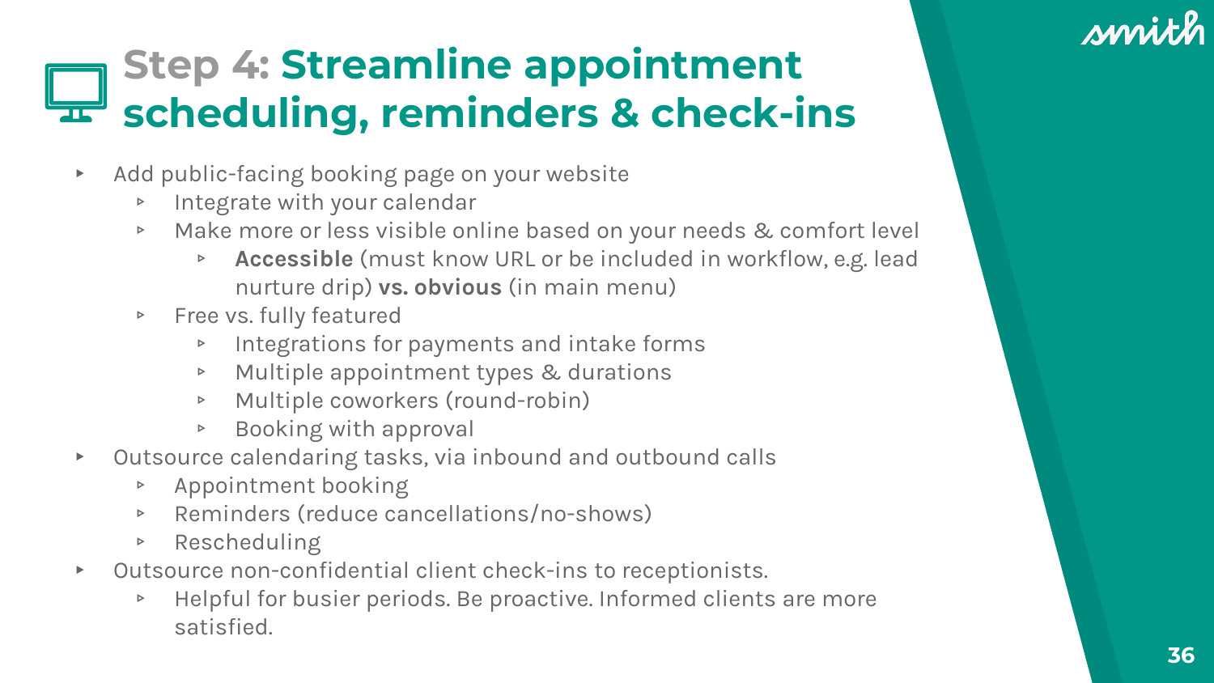# Step 4: Streamline appointment scheduling, reminders & check-ins

- Add public-facing booking page on your website
  - Integrate with your calendar
  - Make more or less visible online based on your needs & comfort level
    - **Accessible** (must know URL or be included in workflow, e.g. lead nurture drip) **vs. obvious** (in main menu)
  - Free vs. fully featured
    - Integrations for payments and intake forms
    - Multiple appointment types & durations
    - Multiple coworkers (round-robin)
    - Booking with approval
- Outsource calendaring tasks, via inbound and outbound calls
  - Appointment booking
  - Reminders (reduce cancellations/no-shows)
  - Rescheduling
- Outsource non-confidential client check-ins to receptionists.
  - Helpful for busier periods. Be proactive. Informed clients are more satisfied.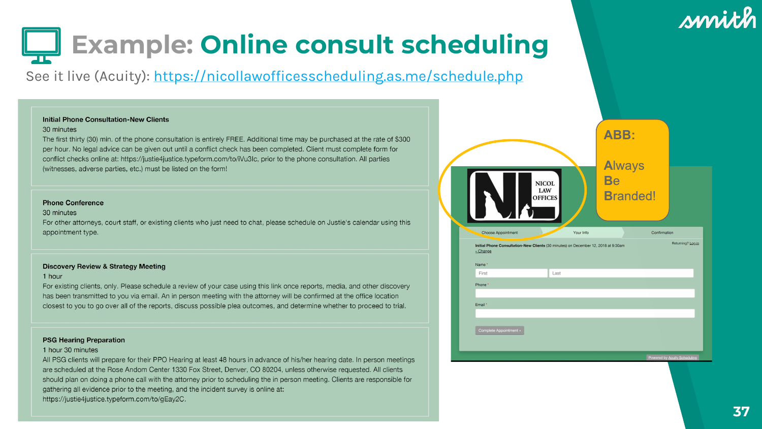# Example: Online consult scheduling

See it live (Acuity): https://nicollawofficesscheduling.as.me/schedule.php

**Initial Phone Consultation-New Clients**
30 minutes
The first thirty (30) min. of the phone consultation is entirely FREE. Additional time may be purchased at the rate of $300 per hour. No legal advice can be given out until a conflict check has been completed. Client must complete form for conflict checks online at: https://justie4justice.typeform.com/to/iVu3Ic, prior to the phone consultation. All parties (witnesses, adverse parties, etc.) must be listed on the form!

**Phone Conference**
30 minutes
For other attorneys, court staff, or existing clients who just need to chat, please schedule on Justie's calendar using this appointment type.

**Discovery Review & Strategy Meeting**
1 hour
For existing clients, only. Please schedule a review of your case using this link once reports, media, and other discovery has been transmitted to you via email. An in person meeting with the attorney will be confirmed at the office location closest to you to go over all of the reports, discuss possible plea outcomes, and determine whether to proceed to trial.

**PSG Hearing Preparation**
1 hour 30 minutes
All PSG clients will prepare for their PPO Hearing at least 48 hours in advance of his/her hearing date. In person meetings are scheduled at the Rose Andom Center 1330 Fox Street, Denver, CO 80204, unless otherwise requested. All clients should plan on doing a phone call with the attorney prior to scheduling the in person meeting. Clients are responsible for gathering all evidence prior to the meeting, and the incident survey is online at: https://justie4justice.typeform.com/to/gEay2C.

NICOL LAW OFFICES

Choose Appointment | Your Info | Confirmation

Initial Phone Consultation-New Clients (30 minutes) on December 12, 2018 at 9:30am
« Change

Returning? Log in

Name *
First | Last

Phone *

Email *

Complete Appointment »

Powered by Acuity Scheduling

**ABB:**

**A**lways
**B**e
**B**randed!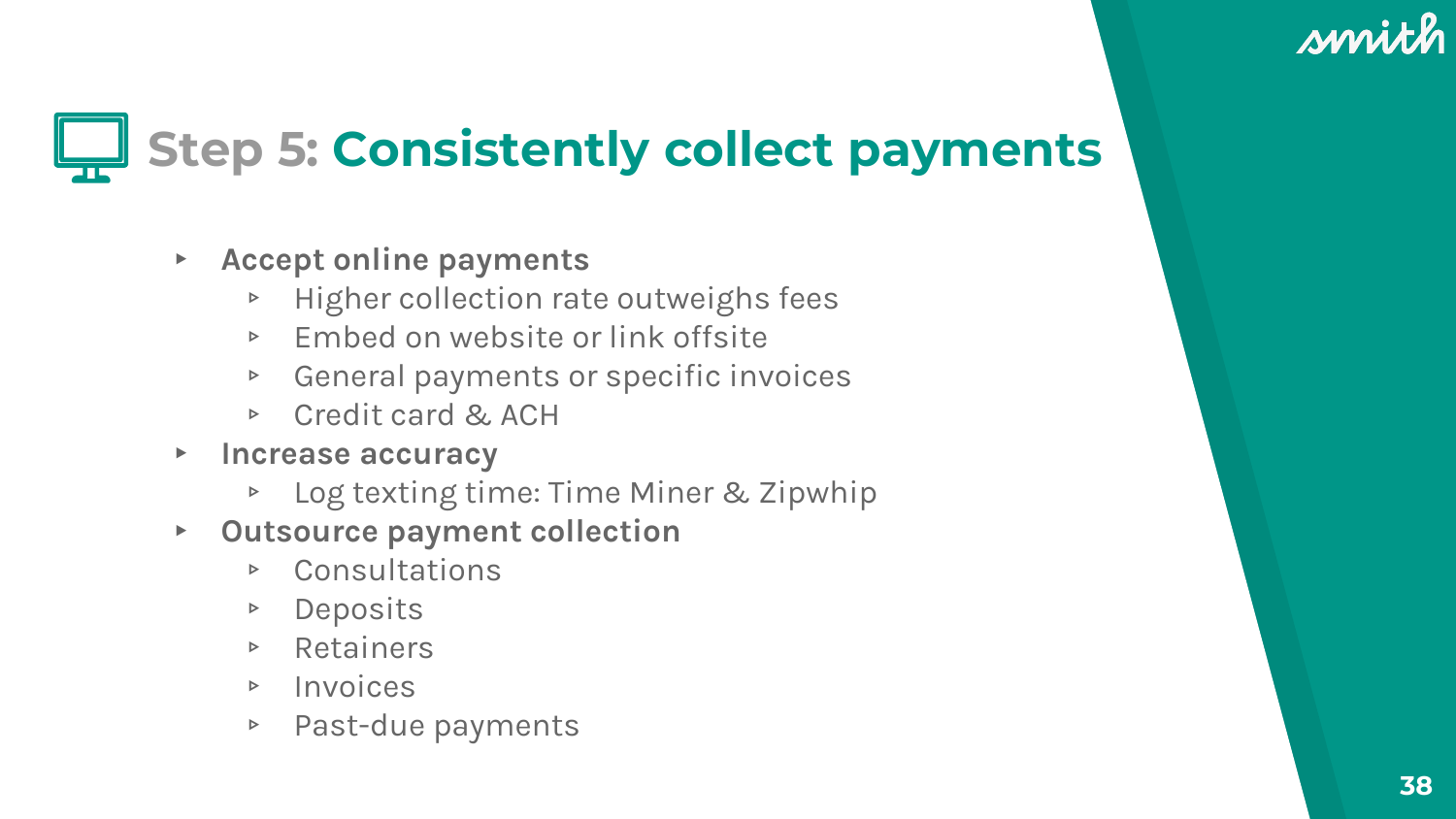# Step 5: Consistently collect payments

- **Accept online payments**
  - Higher collection rate outweighs fees
  - Embed on website or link offsite
  - General payments or specific invoices
  - Credit card & ACH
- **Increase accuracy**
  - Log texting time: Time Miner & Zipwhip
- **Outsource payment collection**
  - Consultations
  - Deposits
  - Retainers
  - Invoices
  - Past-due payments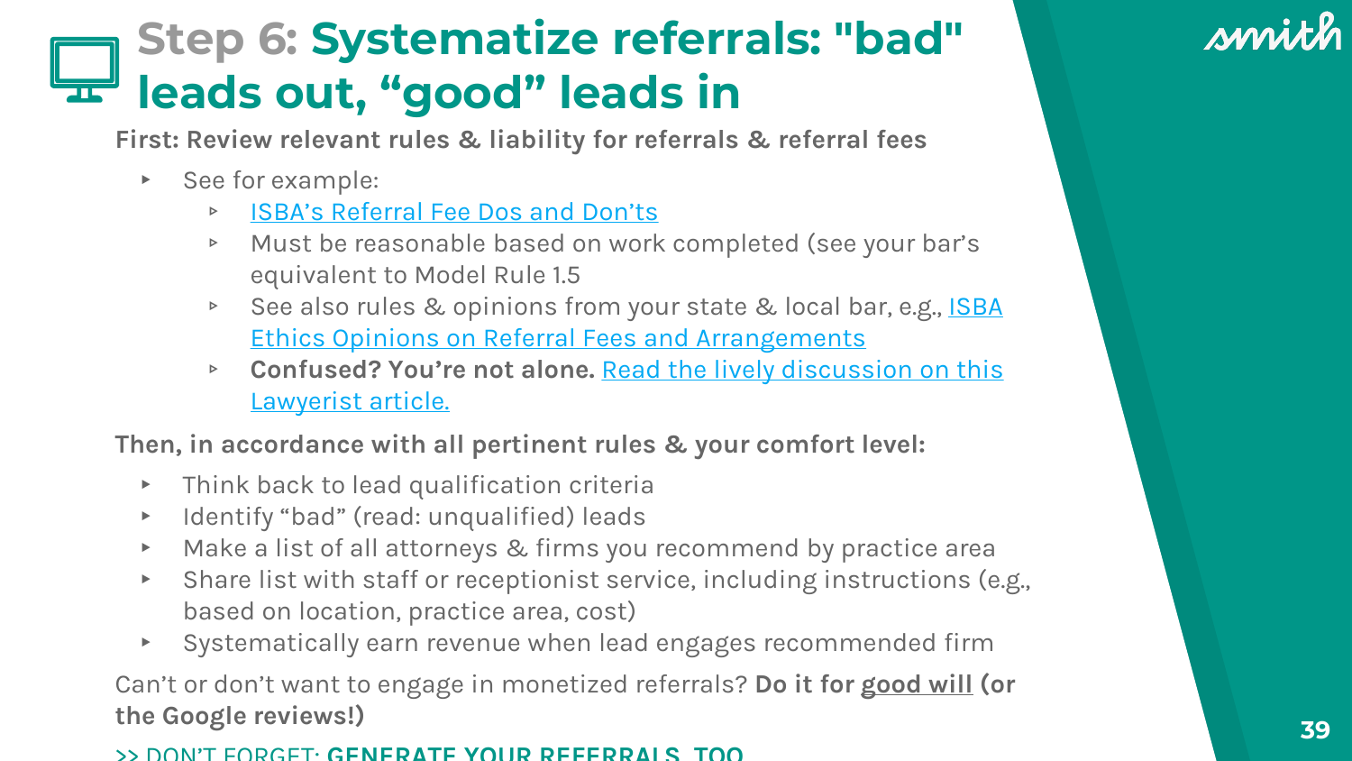# Step 6: Systematize referrals: "bad" leads out, “good” leads in

**First: Review relevant rules & liability for referrals & referral fees**

- See for example:
  - ISBA’s Referral Fee Dos and Don’ts
  - Must be reasonable based on work completed (see your bar’s equivalent to Model Rule 1.5
  - See also rules & opinions from your state & local bar, e.g., ISBA Ethics Opinions on Referral Fees and Arrangements
  - **Confused? You’re not alone.** Read the lively discussion on this Lawyerist article.

**Then, in accordance with all pertinent rules & your comfort level:**

- Think back to lead qualification criteria
- Identify “bad” (read: unqualified) leads
- Make a list of all attorneys & firms you recommend by practice area
- Share list with staff or receptionist service, including instructions (e.g., based on location, practice area, cost)
- Systematically earn revenue when lead engages recommended firm

Can’t or don’t want to engage in monetized referrals? **Do it for good will (or the Google reviews!)**

>> DON’T FORGET: **GENERATE YOUR REFERRALS, TOO**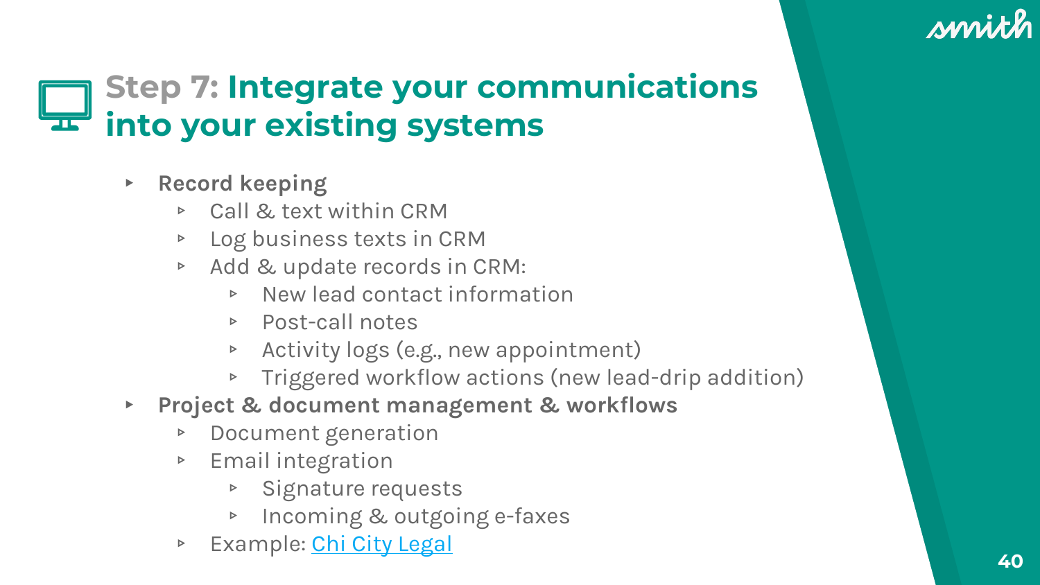# Step 7: Integrate your communications into your existing systems

- **Record keeping**
  - Call & text within CRM
  - Log business texts in CRM
  - Add & update records in CRM:
    - New lead contact information
    - Post-call notes
    - Activity logs (e.g., new appointment)
    - Triggered workflow actions (new lead-drip addition)
- **Project & document management & workflows**
  - Document generation
  - Email integration
    - Signature requests
    - Incoming & outgoing e-faxes
  - Example: Chi City Legal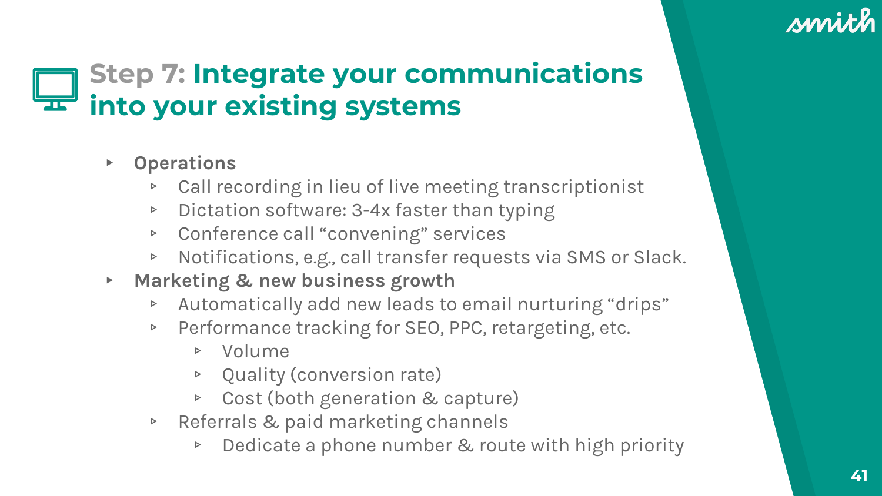# Step 7: Integrate your communications into your existing systems

- **Operations**
  - Call recording in lieu of live meeting transcriptionist
  - Dictation software: 3-4x faster than typing
  - Conference call "convening" services
  - Notifications, e.g., call transfer requests via SMS or Slack.
- **Marketing & new business growth**
  - Automatically add new leads to email nurturing "drips"
  - Performance tracking for SEO, PPC, retargeting, etc.
    - Volume
    - Quality (conversion rate)
    - Cost (both generation & capture)
  - Referrals & paid marketing channels
    - Dedicate a phone number & route with high priority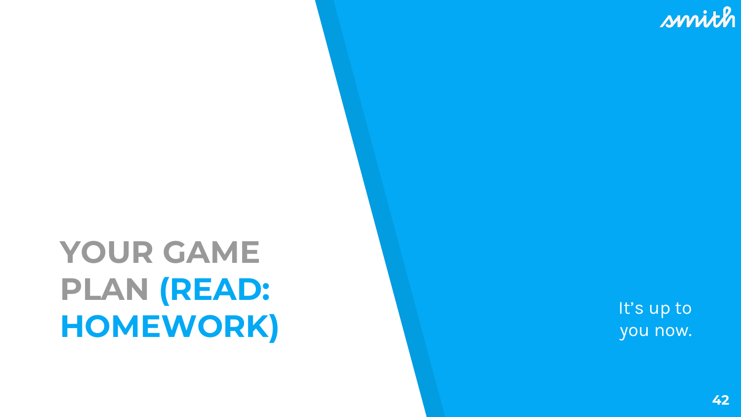# YOUR GAME PLAN (READ: HOMEWORK)

It's up to you now.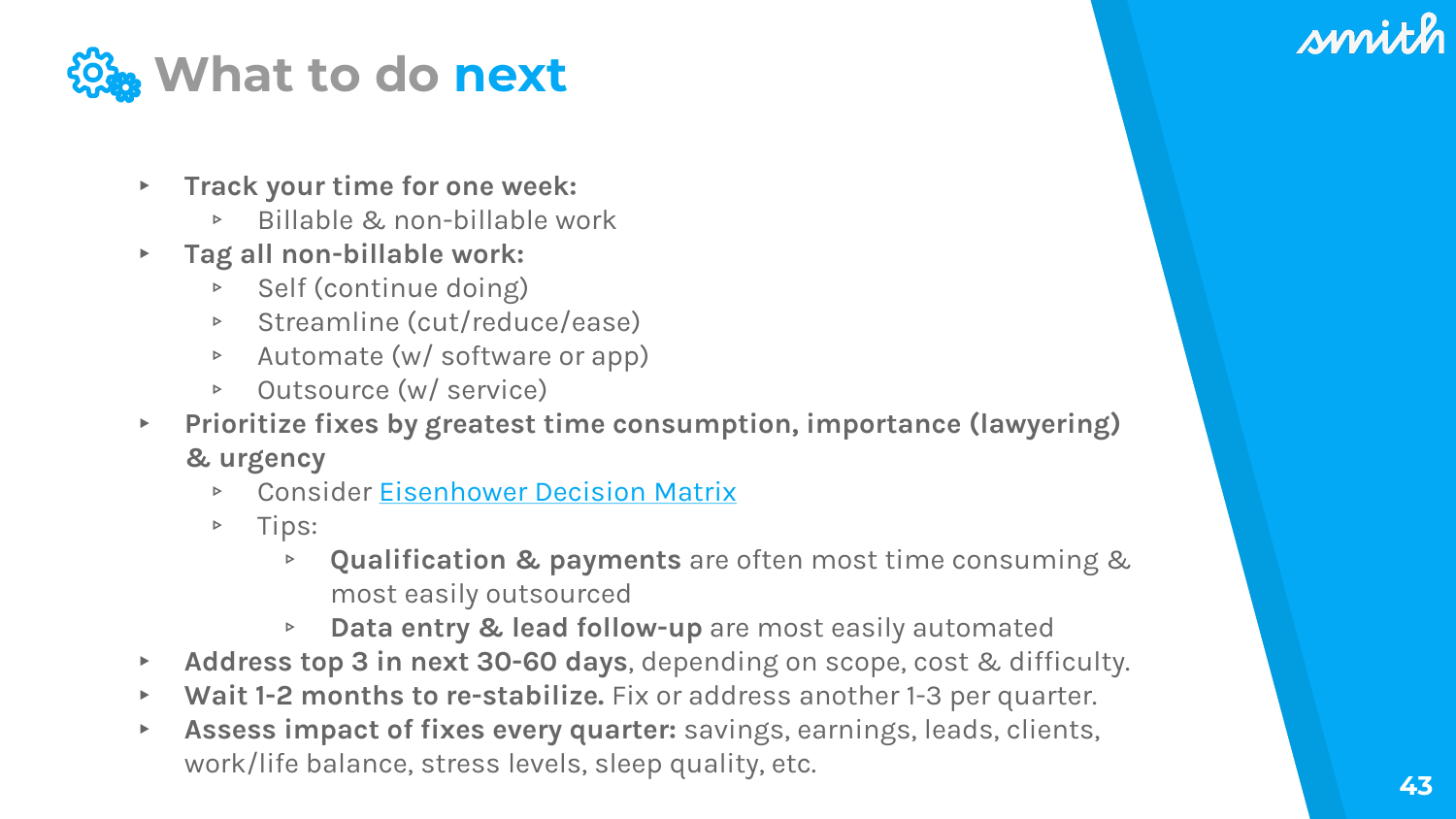# What to do **next**

- **Track your time for one week:**
  - Billable & non-billable work
- **Tag all non-billable work:**
  - Self (continue doing)
  - Streamline (cut/reduce/ease)
  - Automate (w/ software or app)
  - Outsource (w/ service)
- **Prioritize fixes by greatest time consumption, importance (lawyering) & urgency**
  - Consider Eisenhower Decision Matrix
  - Tips:
    - **Qualification & payments** are often most time consuming & most easily outsourced
    - **Data entry & lead follow-up** are most easily automated
- **Address top 3 in next 30-60 days**, depending on scope, cost & difficulty.
- **Wait 1-2 months to re-stabilize.** Fix or address another 1-3 per quarter.
- **Assess impact of fixes every quarter:** savings, earnings, leads, clients, work/life balance, stress levels, sleep quality, etc.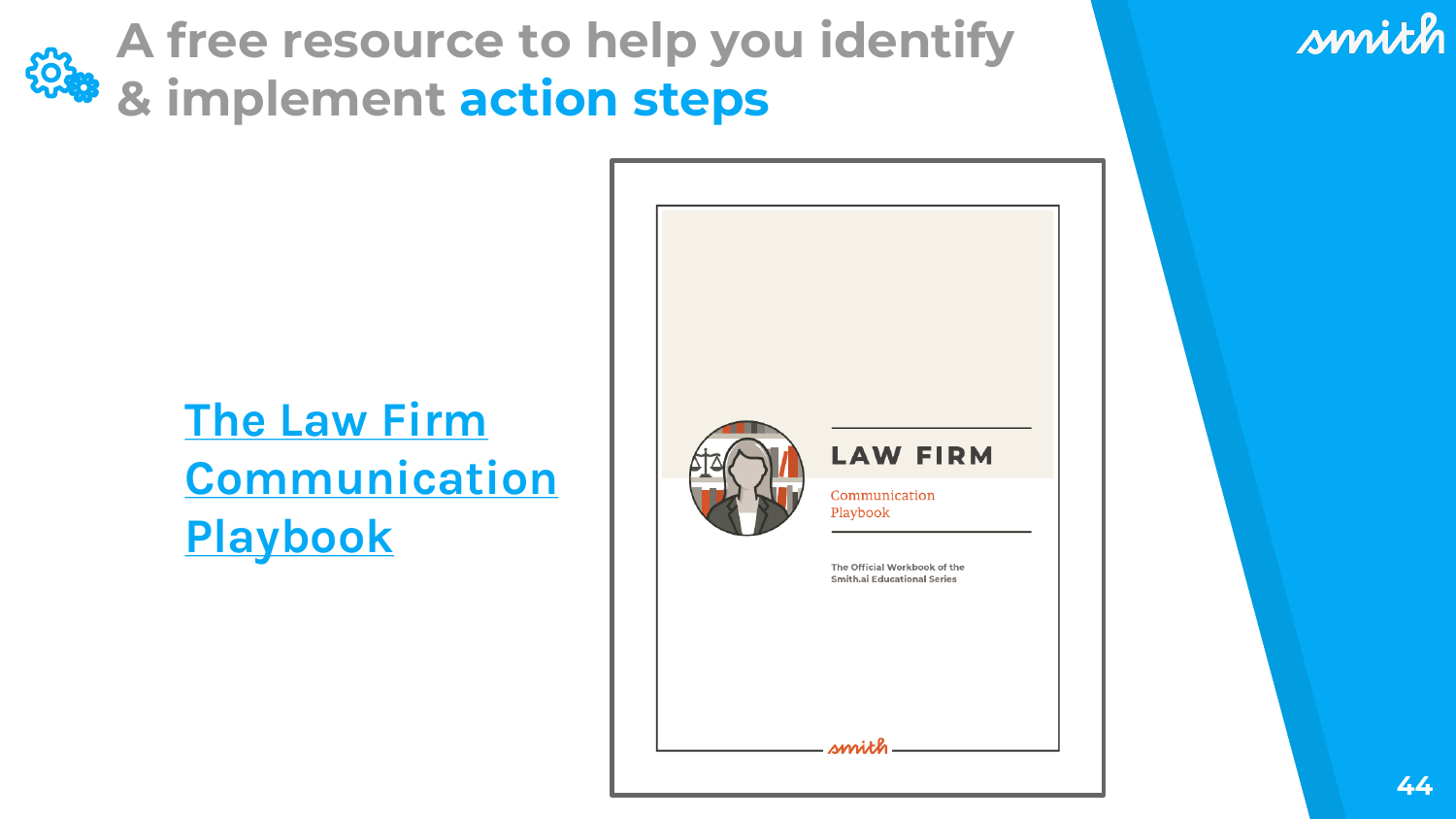# A free resource to help you identify & implement action steps

[The Law Firm Communication Playbook]

LAW FIRM

Communication Playbook

The Official Workbook of the Smith.ai Educational Series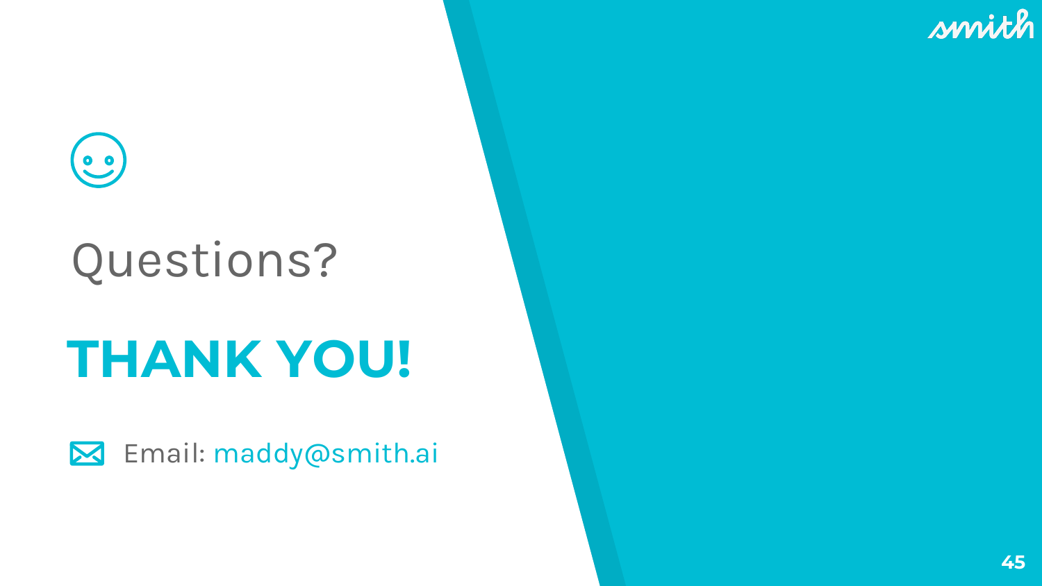Questions?

# THANK YOU!

Email: maddy@smith.ai